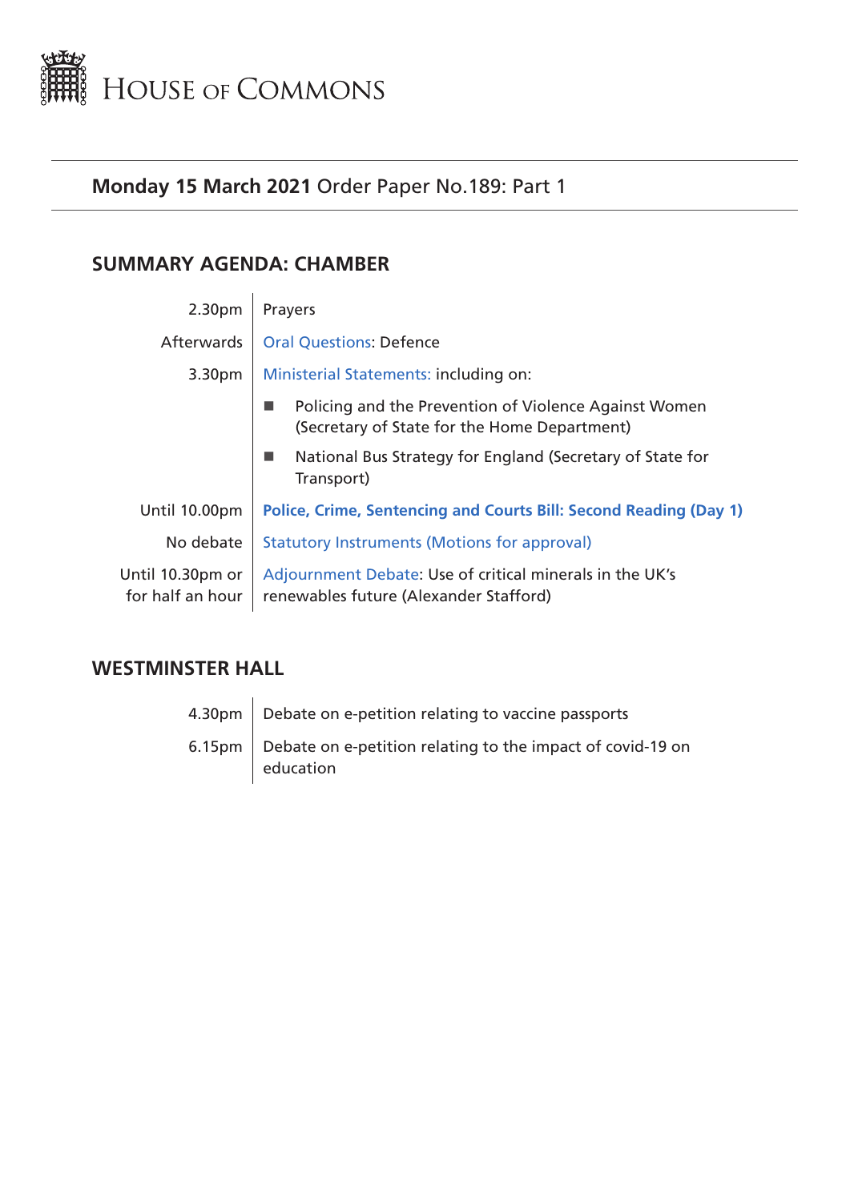# House of Commons

**Monday 15 March 2021** Order Paper No.189: Part 1

## SUMMARY AGENDA: CHAMBER

| | |
|---|---|
| 2.30pm | Prayers |
| Afterwards | Oral Questions: Defence |
| 3.30pm | Ministerial Statements: including on:<br>■ Policing and the Prevention of Violence Against Women (Secretary of State for the Home Department)<br>■ National Bus Strategy for England (Secretary of State for Transport) |
| Until 10.00pm | **Police, Crime, Sentencing and Courts Bill: Second Reading (Day 1)** |
| No debate | Statutory Instruments (Motions for approval) |
| Until 10.30pm or for half an hour | Adjournment Debate: Use of critical minerals in the UK's renewables future (Alexander Stafford) |

## WESTMINSTER HALL

| | |
|---|---|
| 4.30pm | Debate on e-petition relating to vaccine passports |
| 6.15pm | Debate on e-petition relating to the impact of covid-19 on education |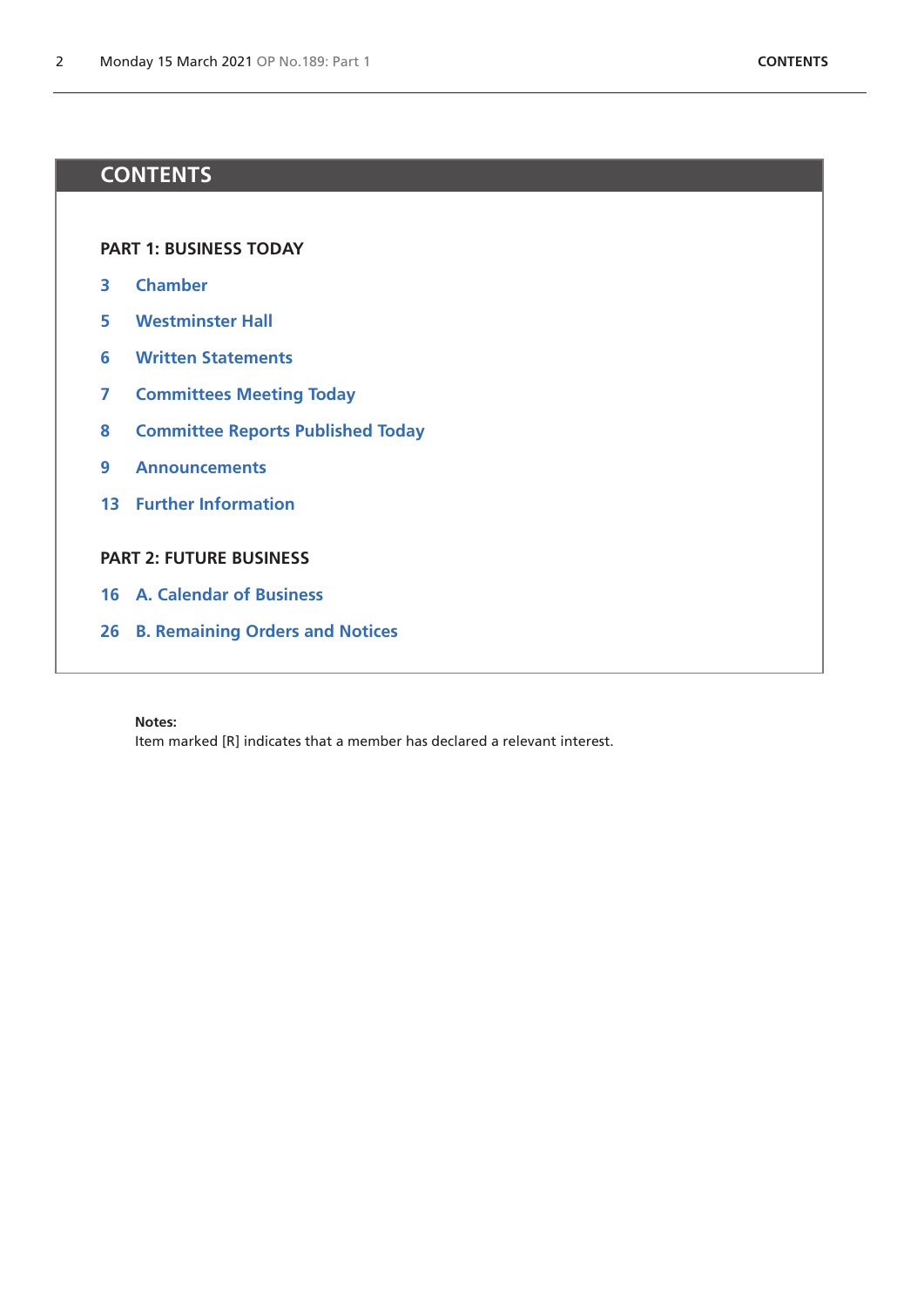# CONTENTS

## PART 1: BUSINESS TODAY

- 3 Chamber
- 5 Westminster Hall
- 6 Written Statements
- 7 Committees Meeting Today
- 8 Committee Reports Published Today
- 9 Announcements
- 13 Further Information

## PART 2: FUTURE BUSINESS

- 16 A. Calendar of Business
- 26 B. Remaining Orders and Notices

**Notes:**
Item marked [R] indicates that a member has declared a relevant interest.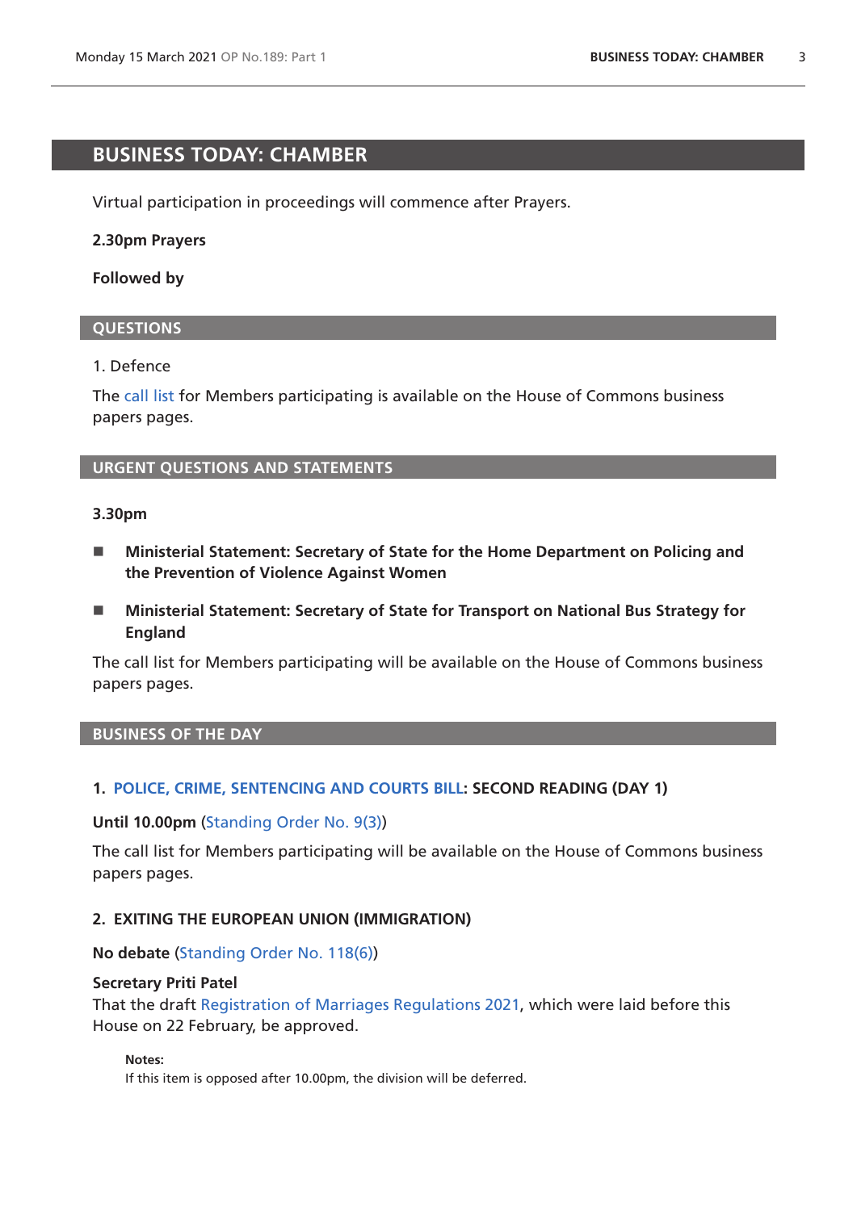# BUSINESS TODAY: CHAMBER

Virtual participation in proceedings will commence after Prayers.

**2.30pm Prayers**

**Followed by**

## QUESTIONS

1. Defence

The call list for Members participating is available on the House of Commons business papers pages.

## URGENT QUESTIONS AND STATEMENTS

**3.30pm**

- **Ministerial Statement: Secretary of State for the Home Department on Policing and the Prevention of Violence Against Women**
- **Ministerial Statement: Secretary of State for Transport on National Bus Strategy for England**

The call list for Members participating will be available on the House of Commons business papers pages.

## BUSINESS OF THE DAY

### 1. POLICE, CRIME, SENTENCING AND COURTS BILL: SECOND READING (DAY 1)

**Until 10.00pm** (Standing Order No. 9(3))

The call list for Members participating will be available on the House of Commons business papers pages.

### 2. EXITING THE EUROPEAN UNION (IMMIGRATION)

**No debate** (Standing Order No. 118(6))

**Secretary Priti Patel**
That the draft Registration of Marriages Regulations 2021, which were laid before this House on 22 February, be approved.

**Notes:**
If this item is opposed after 10.00pm, the division will be deferred.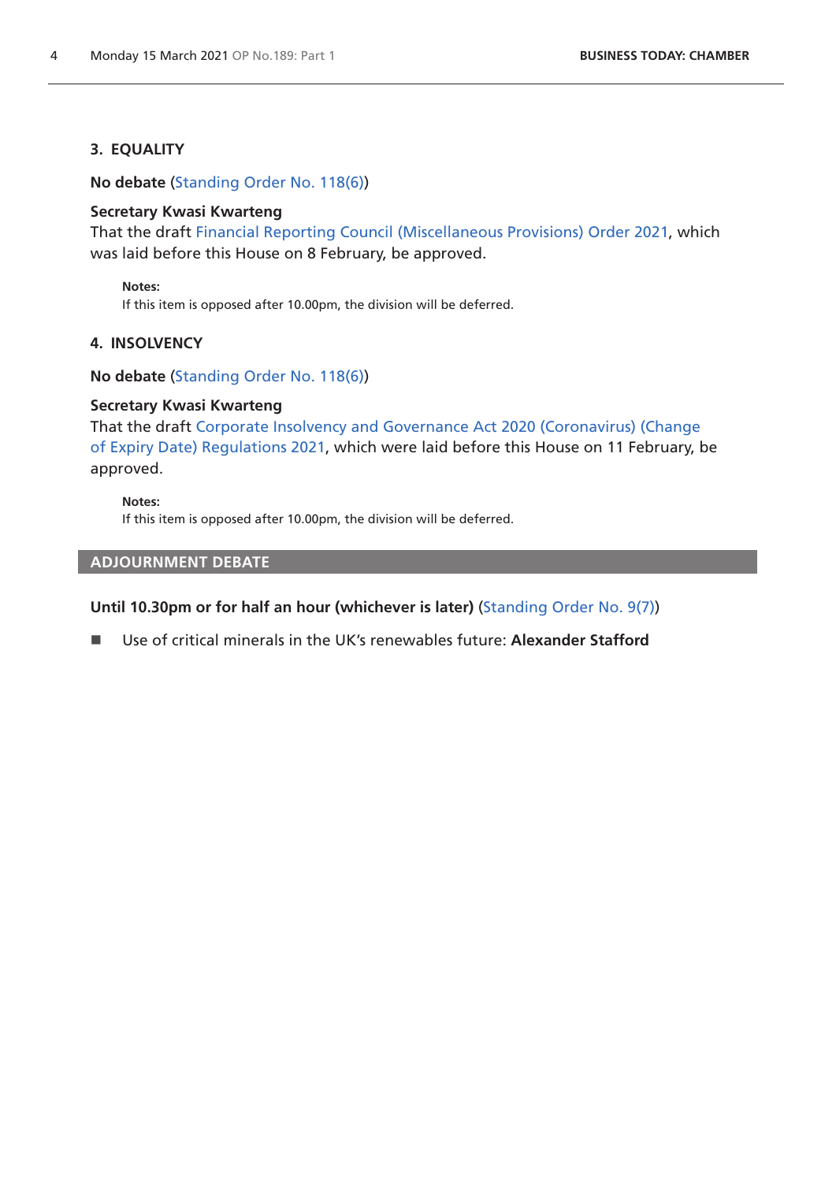### 3. EQUALITY

**No debate** (Standing Order No. 118(6))

**Secretary Kwasi Kwarteng**
That the draft Financial Reporting Council (Miscellaneous Provisions) Order 2021, which was laid before this House on 8 February, be approved.

> **Notes:**
> If this item is opposed after 10.00pm, the division will be deferred.

### 4. INSOLVENCY

**No debate** (Standing Order No. 118(6))

**Secretary Kwasi Kwarteng**
That the draft Corporate Insolvency and Governance Act 2020 (Coronavirus) (Change of Expiry Date) Regulations 2021, which were laid before this House on 11 February, be approved.

> **Notes:**
> If this item is opposed after 10.00pm, the division will be deferred.

## ADJOURNMENT DEBATE

**Until 10.30pm or for half an hour (whichever is later)** (Standing Order No. 9(7))

- Use of critical minerals in the UK's renewables future: **Alexander Stafford**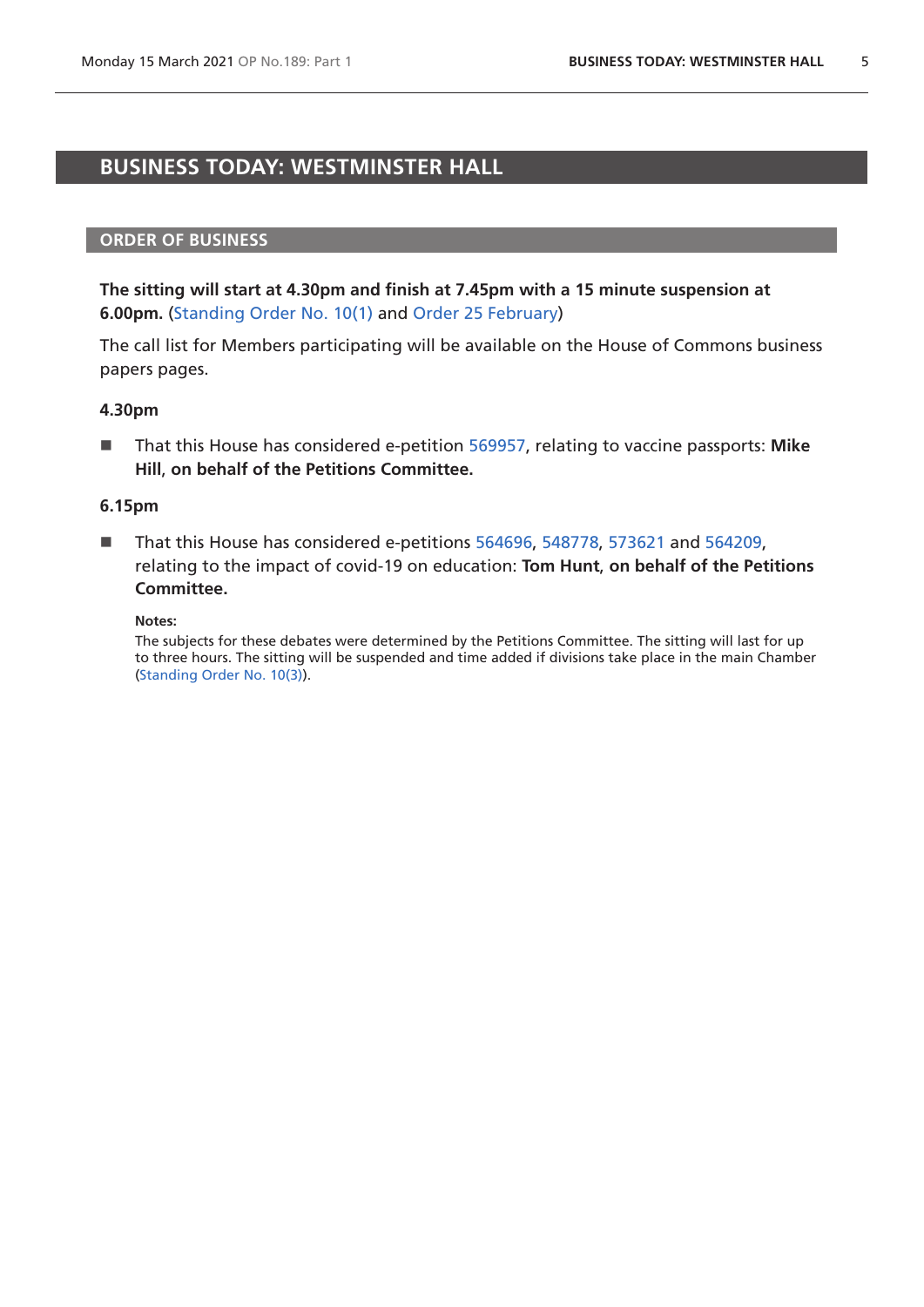# BUSINESS TODAY: WESTMINSTER HALL

## ORDER OF BUSINESS

**The sitting will start at 4.30pm and finish at 7.45pm with a 15 minute suspension at 6.00pm.** (Standing Order No. 10(1) and Order 25 February)

The call list for Members participating will be available on the House of Commons business papers pages.

### 4.30pm

- That this House has considered e-petition 569957, relating to vaccine passports: **Mike Hill, on behalf of the Petitions Committee.**

### 6.15pm

- That this House has considered e-petitions 564696, 548778, 573621 and 564209, relating to the impact of covid-19 on education: **Tom Hunt, on behalf of the Petitions Committee.**

**Notes:**

The subjects for these debates were determined by the Petitions Committee. The sitting will last for up to three hours. The sitting will be suspended and time added if divisions take place in the main Chamber (Standing Order No. 10(3)).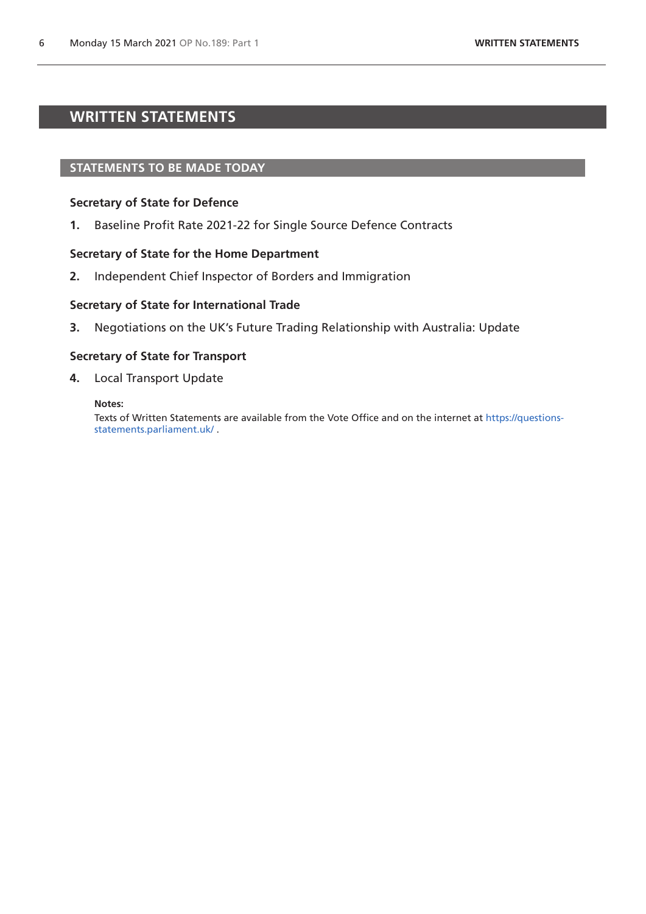# WRITTEN STATEMENTS

## STATEMENTS TO BE MADE TODAY

### Secretary of State for Defence

**1.** Baseline Profit Rate 2021-22 for Single Source Defence Contracts

### Secretary of State for the Home Department

**2.** Independent Chief Inspector of Borders and Immigration

### Secretary of State for International Trade

**3.** Negotiations on the UK's Future Trading Relationship with Australia: Update

### Secretary of State for Transport

**4.** Local Transport Update

**Notes:**
Texts of Written Statements are available from the Vote Office and on the internet at https://questions-statements.parliament.uk/ .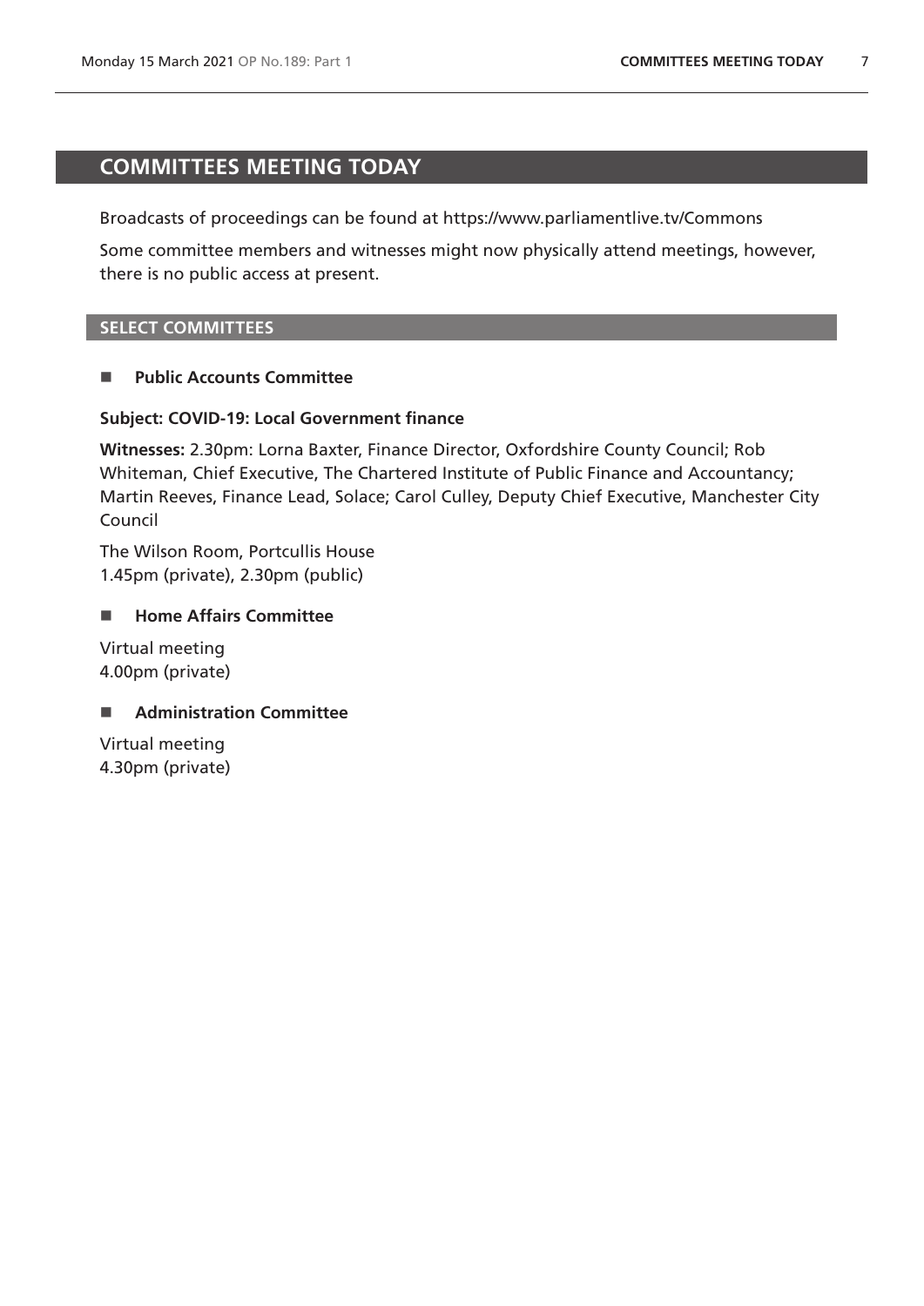## COMMITTEES MEETING TODAY

Broadcasts of proceedings can be found at https://www.parliamentlive.tv/Commons

Some committee members and witnesses might now physically attend meetings, however, there is no public access at present.

### SELECT COMMITTEES

- **Public Accounts Committee**

**Subject: COVID-19: Local Government finance**

**Witnesses:** 2.30pm: Lorna Baxter, Finance Director, Oxfordshire County Council; Rob Whiteman, Chief Executive, The Chartered Institute of Public Finance and Accountancy; Martin Reeves, Finance Lead, Solace; Carol Culley, Deputy Chief Executive, Manchester City Council

The Wilson Room, Portcullis House
1.45pm (private), 2.30pm (public)

- **Home Affairs Committee**

Virtual meeting
4.00pm (private)

- **Administration Committee**

Virtual meeting
4.30pm (private)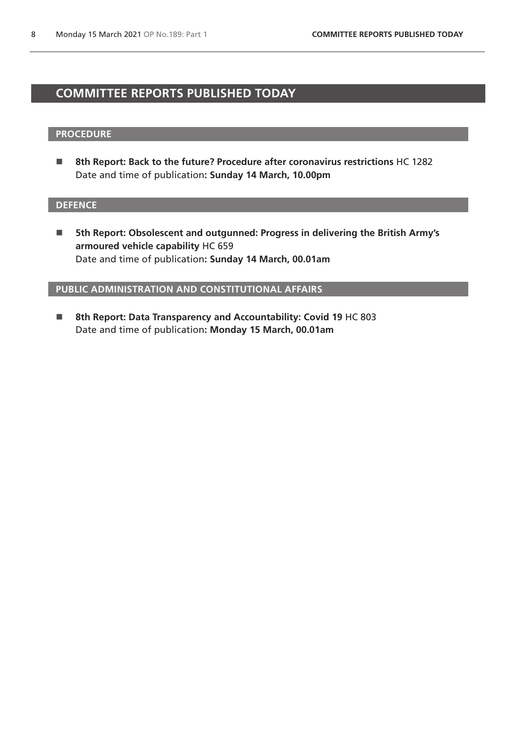# COMMITTEE REPORTS PUBLISHED TODAY

## PROCEDURE

- **8th Report: Back to the future? Procedure after coronavirus restrictions** HC 1282
  Date and time of publication**: Sunday 14 March, 10.00pm**

## DEFENCE

- **5th Report: Obsolescent and outgunned: Progress in delivering the British Army's armoured vehicle capability** HC 659
  Date and time of publication**: Sunday 14 March, 00.01am**

## PUBLIC ADMINISTRATION AND CONSTITUTIONAL AFFAIRS

- **8th Report: Data Transparency and Accountability: Covid 19** HC 803
  Date and time of publication**: Monday 15 March, 00.01am**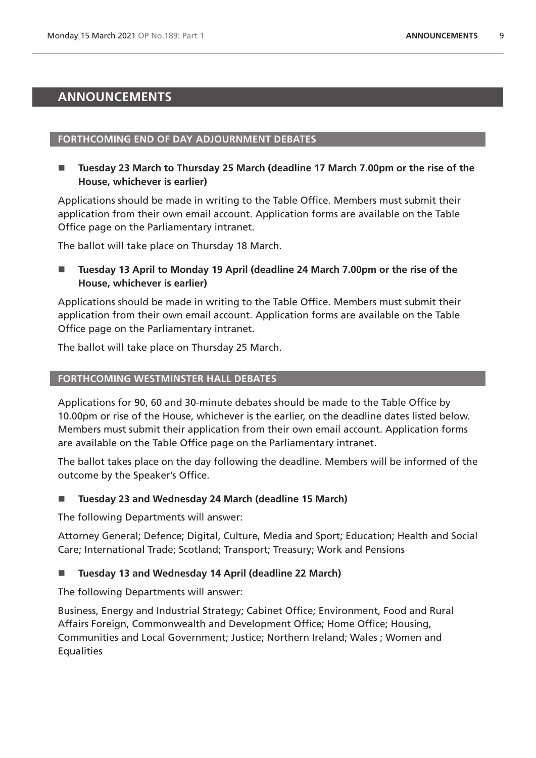# ANNOUNCEMENTS

## FORTHCOMING END OF DAY ADJOURNMENT DEBATES

- **Tuesday 23 March to Thursday 25 March (deadline 17 March 7.00pm or the rise of the House, whichever is earlier)**

Applications should be made in writing to the Table Office. Members must submit their application from their own email account. Application forms are available on the Table Office page on the Parliamentary intranet.

The ballot will take place on Thursday 18 March.

- **Tuesday 13 April to Monday 19 April (deadline 24 March 7.00pm or the rise of the House, whichever is earlier)**

Applications should be made in writing to the Table Office. Members must submit their application from their own email account. Application forms are available on the Table Office page on the Parliamentary intranet.

The ballot will take place on Thursday 25 March.

## FORTHCOMING WESTMINSTER HALL DEBATES

Applications for 90, 60 and 30-minute debates should be made to the Table Office by 10.00pm or rise of the House, whichever is the earlier, on the deadline dates listed below. Members must submit their application from their own email account. Application forms are available on the Table Office page on the Parliamentary intranet.

The ballot takes place on the day following the deadline. Members will be informed of the outcome by the Speaker's Office.

- **Tuesday 23 and Wednesday 24 March (deadline 15 March)**

The following Departments will answer:

Attorney General; Defence; Digital, Culture, Media and Sport; Education; Health and Social Care; International Trade; Scotland; Transport; Treasury; Work and Pensions

- **Tuesday 13 and Wednesday 14 April (deadline 22 March)**

The following Departments will answer:

Business, Energy and Industrial Strategy; Cabinet Office; Environment, Food and Rural Affairs Foreign, Commonwealth and Development Office; Home Office; Housing, Communities and Local Government; Justice; Northern Ireland; Wales ; Women and Equalities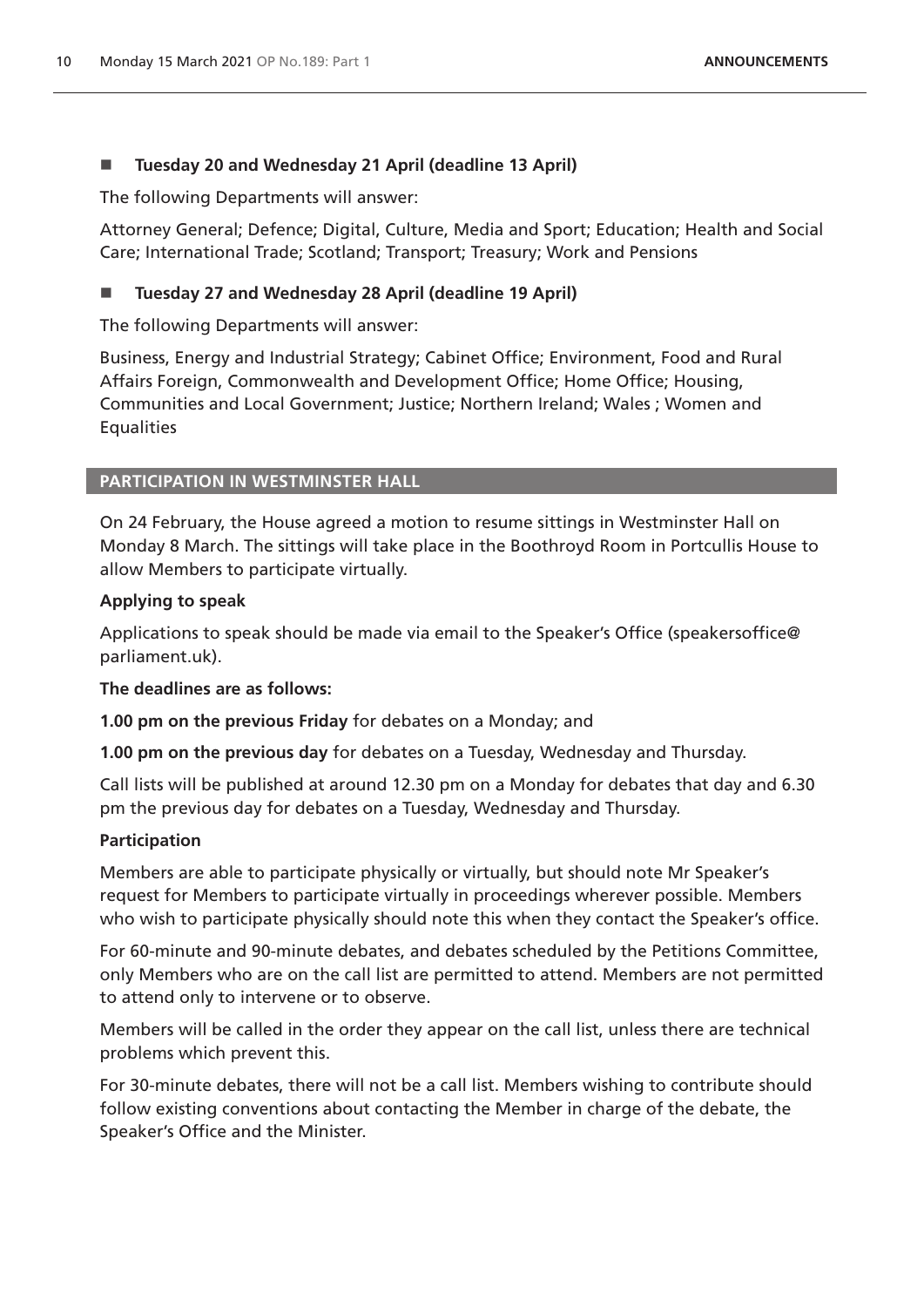- **Tuesday 20 and Wednesday 21 April (deadline 13 April)**

The following Departments will answer:

Attorney General; Defence; Digital, Culture, Media and Sport; Education; Health and Social Care; International Trade; Scotland; Transport; Treasury; Work and Pensions

- **Tuesday 27 and Wednesday 28 April (deadline 19 April)**

The following Departments will answer:

Business, Energy and Industrial Strategy; Cabinet Office; Environment, Food and Rural Affairs Foreign, Commonwealth and Development Office; Home Office; Housing, Communities and Local Government; Justice; Northern Ireland; Wales ; Women and Equalities

## PARTICIPATION IN WESTMINSTER HALL

On 24 February, the House agreed a motion to resume sittings in Westminster Hall on Monday 8 March. The sittings will take place in the Boothroyd Room in Portcullis House to allow Members to participate virtually.

**Applying to speak**

Applications to speak should be made via email to the Speaker's Office (speakersoffice@parliament.uk).

**The deadlines are as follows:**

**1.00 pm on the previous Friday** for debates on a Monday; and

**1.00 pm on the previous day** for debates on a Tuesday, Wednesday and Thursday.

Call lists will be published at around 12.30 pm on a Monday for debates that day and 6.30 pm the previous day for debates on a Tuesday, Wednesday and Thursday.

**Participation**

Members are able to participate physically or virtually, but should note Mr Speaker's request for Members to participate virtually in proceedings wherever possible. Members who wish to participate physically should note this when they contact the Speaker's office.

For 60-minute and 90-minute debates, and debates scheduled by the Petitions Committee, only Members who are on the call list are permitted to attend. Members are not permitted to attend only to intervene or to observe.

Members will be called in the order they appear on the call list, unless there are technical problems which prevent this.

For 30-minute debates, there will not be a call list. Members wishing to contribute should follow existing conventions about contacting the Member in charge of the debate, the Speaker's Office and the Minister.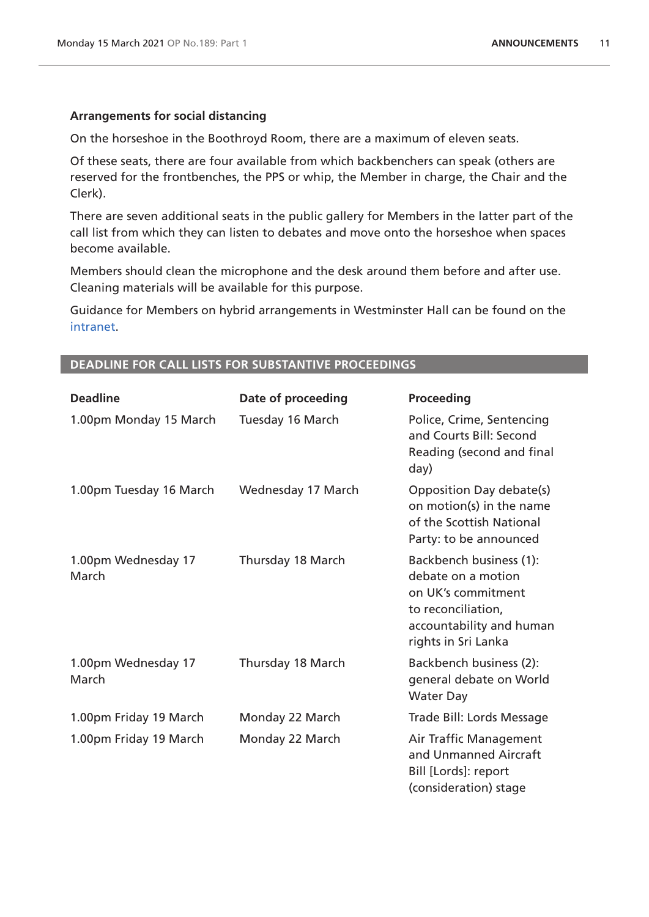**Arrangements for social distancing**

On the horseshoe in the Boothroyd Room, there are a maximum of eleven seats.

Of these seats, there are four available from which backbenchers can speak (others are reserved for the frontbenches, the PPS or whip, the Member in charge, the Chair and the Clerk).

There are seven additional seats in the public gallery for Members in the latter part of the call list from which they can listen to debates and move onto the horseshoe when spaces become available.

Members should clean the microphone and the desk around them before and after use. Cleaning materials will be available for this purpose.

Guidance for Members on hybrid arrangements in Westminster Hall can be found on the intranet.

## DEADLINE FOR CALL LISTS FOR SUBSTANTIVE PROCEEDINGS

| Deadline | Date of proceeding | Proceeding |
|---|---|---|
| 1.00pm Monday 15 March | Tuesday 16 March | Police, Crime, Sentencing and Courts Bill: Second Reading (second and final day) |
| 1.00pm Tuesday 16 March | Wednesday 17 March | Opposition Day debate(s) on motion(s) in the name of the Scottish National Party: to be announced |
| 1.00pm Wednesday 17 March | Thursday 18 March | Backbench business (1): debate on a motion on UK's commitment to reconciliation, accountability and human rights in Sri Lanka |
| 1.00pm Wednesday 17 March | Thursday 18 March | Backbench business (2): general debate on World Water Day |
| 1.00pm Friday 19 March | Monday 22 March | Trade Bill: Lords Message |
| 1.00pm Friday 19 March | Monday 22 March | Air Traffic Management and Unmanned Aircraft Bill [Lords]: report (consideration) stage |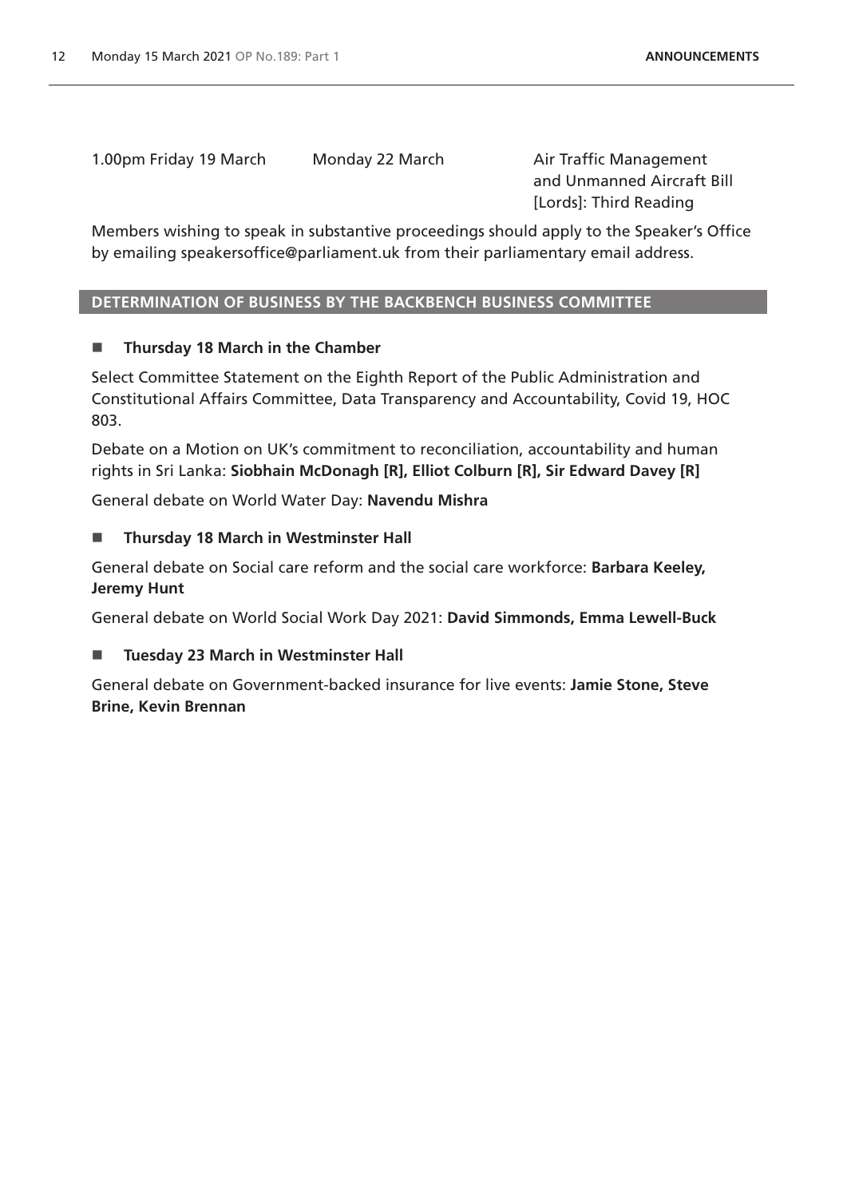| | | |
|---|---|---|
| 1.00pm Friday 19 March | Monday 22 March | Air Traffic Management and Unmanned Aircraft Bill [Lords]: Third Reading |

Members wishing to speak in substantive proceedings should apply to the Speaker's Office by emailing speakersoffice@parliament.uk from their parliamentary email address.

## DETERMINATION OF BUSINESS BY THE BACKBENCH BUSINESS COMMITTEE

### Thursday 18 March in the Chamber

Select Committee Statement on the Eighth Report of the Public Administration and Constitutional Affairs Committee, Data Transparency and Accountability, Covid 19, HOC 803.

Debate on a Motion on UK's commitment to reconciliation, accountability and human rights in Sri Lanka: **Siobhain McDonagh [R], Elliot Colburn [R], Sir Edward Davey [R]**

General debate on World Water Day: **Navendu Mishra**

### Thursday 18 March in Westminster Hall

General debate on Social care reform and the social care workforce: **Barbara Keeley, Jeremy Hunt**

General debate on World Social Work Day 2021: **David Simmonds, Emma Lewell-Buck**

### Tuesday 23 March in Westminster Hall

General debate on Government-backed insurance for live events: **Jamie Stone, Steve Brine, Kevin Brennan**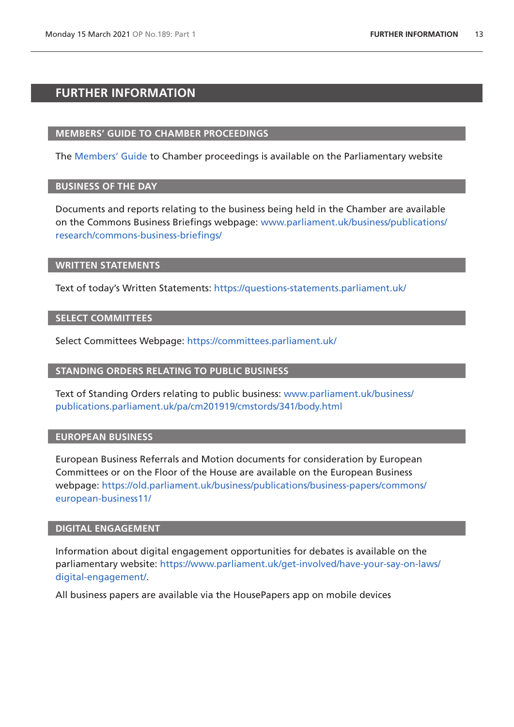# FURTHER INFORMATION

## MEMBERS' GUIDE TO CHAMBER PROCEEDINGS

The Members' Guide to Chamber proceedings is available on the Parliamentary website

## BUSINESS OF THE DAY

Documents and reports relating to the business being held in the Chamber are available on the Commons Business Briefings webpage: www.parliament.uk/business/publications/research/commons-business-briefings/

## WRITTEN STATEMENTS

Text of today's Written Statements: https://questions-statements.parliament.uk/

## SELECT COMMITTEES

Select Committees Webpage: https://committees.parliament.uk/

## STANDING ORDERS RELATING TO PUBLIC BUSINESS

Text of Standing Orders relating to public business: www.parliament.uk/business/publications.parliament.uk/pa/cm201919/cmstords/341/body.html

## EUROPEAN BUSINESS

European Business Referrals and Motion documents for consideration by European Committees or on the Floor of the House are available on the European Business webpage: https://old.parliament.uk/business/publications/business-papers/commons/european-business11/

## DIGITAL ENGAGEMENT

Information about digital engagement opportunities for debates is available on the parliamentary website: https://www.parliament.uk/get-involved/have-your-say-on-laws/digital-engagement/.

All business papers are available via the HousePapers app on mobile devices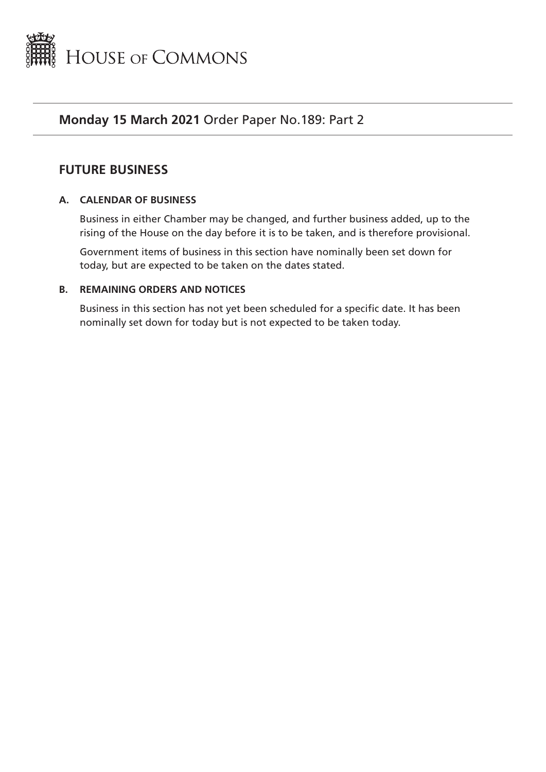# HOUSE OF COMMONS

**Monday 15 March 2021** Order Paper No.189: Part 2

## FUTURE BUSINESS

### A. CALENDAR OF BUSINESS

Business in either Chamber may be changed, and further business added, up to the rising of the House on the day before it is to be taken, and is therefore provisional.

Government items of business in this section have nominally been set down for today, but are expected to be taken on the dates stated.

### B. REMAINING ORDERS AND NOTICES

Business in this section has not yet been scheduled for a specific date. It has been nominally set down for today but is not expected to be taken today.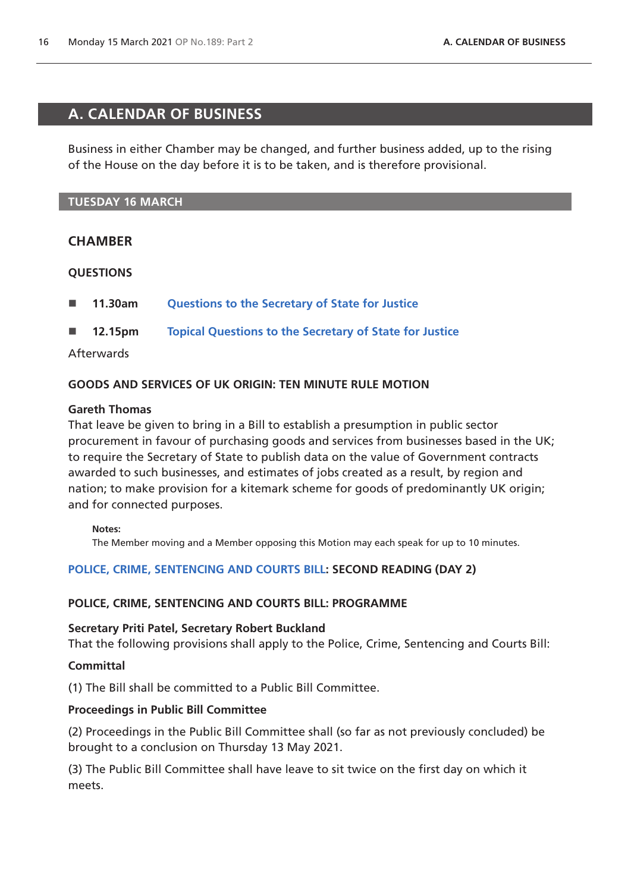# A. CALENDAR OF BUSINESS

Business in either Chamber may be changed, and further business added, up to the rising of the House on the day before it is to be taken, and is therefore provisional.

## TUESDAY 16 MARCH

### CHAMBER

#### QUESTIONS

- **11.30am** Questions to the Secretary of State for Justice
- **12.15pm** Topical Questions to the Secretary of State for Justice

Afterwards

#### GOODS AND SERVICES OF UK ORIGIN: TEN MINUTE RULE MOTION

**Gareth Thomas**
That leave be given to bring in a Bill to establish a presumption in public sector procurement in favour of purchasing goods and services from businesses based in the UK; to require the Secretary of State to publish data on the value of Government contracts awarded to such businesses, and estimates of jobs created as a result, by region and nation; to make provision for a kitemark scheme for goods of predominantly UK origin; and for connected purposes.

**Notes:**
The Member moving and a Member opposing this Motion may each speak for up to 10 minutes.

#### POLICE, CRIME, SENTENCING AND COURTS BILL: SECOND READING (DAY 2)

#### POLICE, CRIME, SENTENCING AND COURTS BILL: PROGRAMME

**Secretary Priti Patel, Secretary Robert Buckland**
That the following provisions shall apply to the Police, Crime, Sentencing and Courts Bill:

**Committal**

(1) The Bill shall be committed to a Public Bill Committee.

**Proceedings in Public Bill Committee**

(2) Proceedings in the Public Bill Committee shall (so far as not previously concluded) be brought to a conclusion on Thursday 13 May 2021.

(3) The Public Bill Committee shall have leave to sit twice on the first day on which it meets.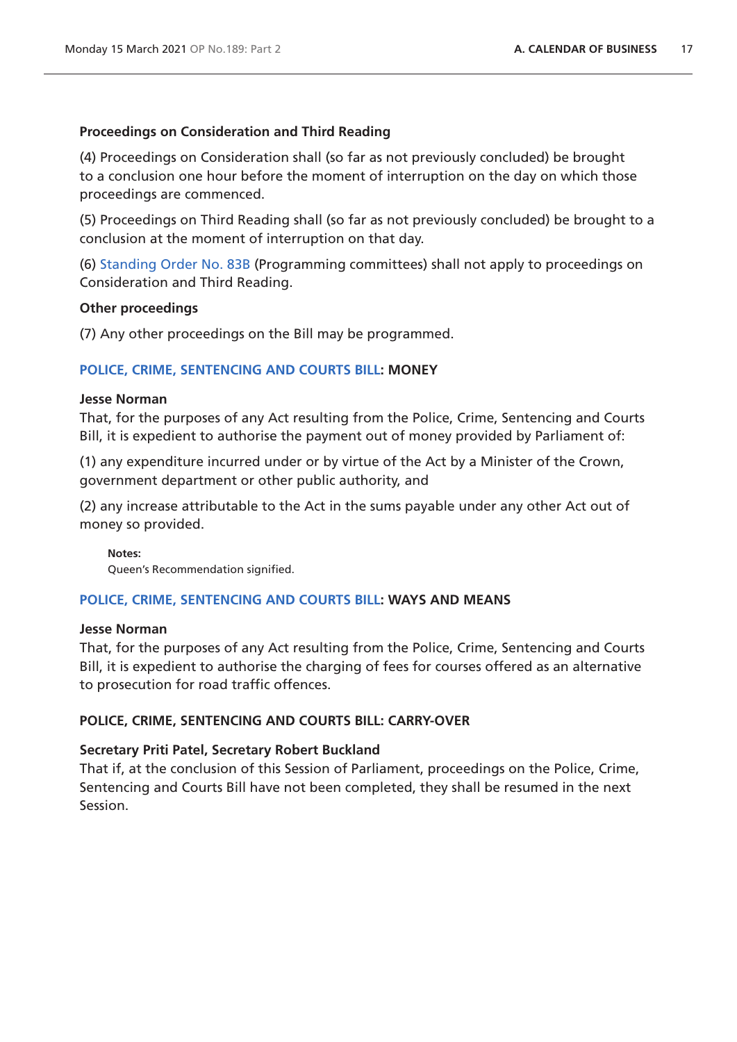### Proceedings on Consideration and Third Reading

(4) Proceedings on Consideration shall (so far as not previously concluded) be brought to a conclusion one hour before the moment of interruption on the day on which those proceedings are commenced.

(5) Proceedings on Third Reading shall (so far as not previously concluded) be brought to a conclusion at the moment of interruption on that day.

(6) Standing Order No. 83B (Programming committees) shall not apply to proceedings on Consideration and Third Reading.

### Other proceedings

(7) Any other proceedings on the Bill may be programmed.

## POLICE, CRIME, SENTENCING AND COURTS BILL: MONEY

**Jesse Norman**

That, for the purposes of any Act resulting from the Police, Crime, Sentencing and Courts Bill, it is expedient to authorise the payment out of money provided by Parliament of:

(1) any expenditure incurred under or by virtue of the Act by a Minister of the Crown, government department or other public authority, and

(2) any increase attributable to the Act in the sums payable under any other Act out of money so provided.

**Notes:**

Queen's Recommendation signified.

## POLICE, CRIME, SENTENCING AND COURTS BILL: WAYS AND MEANS

**Jesse Norman**

That, for the purposes of any Act resulting from the Police, Crime, Sentencing and Courts Bill, it is expedient to authorise the charging of fees for courses offered as an alternative to prosecution for road traffic offences.

## POLICE, CRIME, SENTENCING AND COURTS BILL: CARRY-OVER

**Secretary Priti Patel, Secretary Robert Buckland**

That if, at the conclusion of this Session of Parliament, proceedings on the Police, Crime, Sentencing and Courts Bill have not been completed, they shall be resumed in the next Session.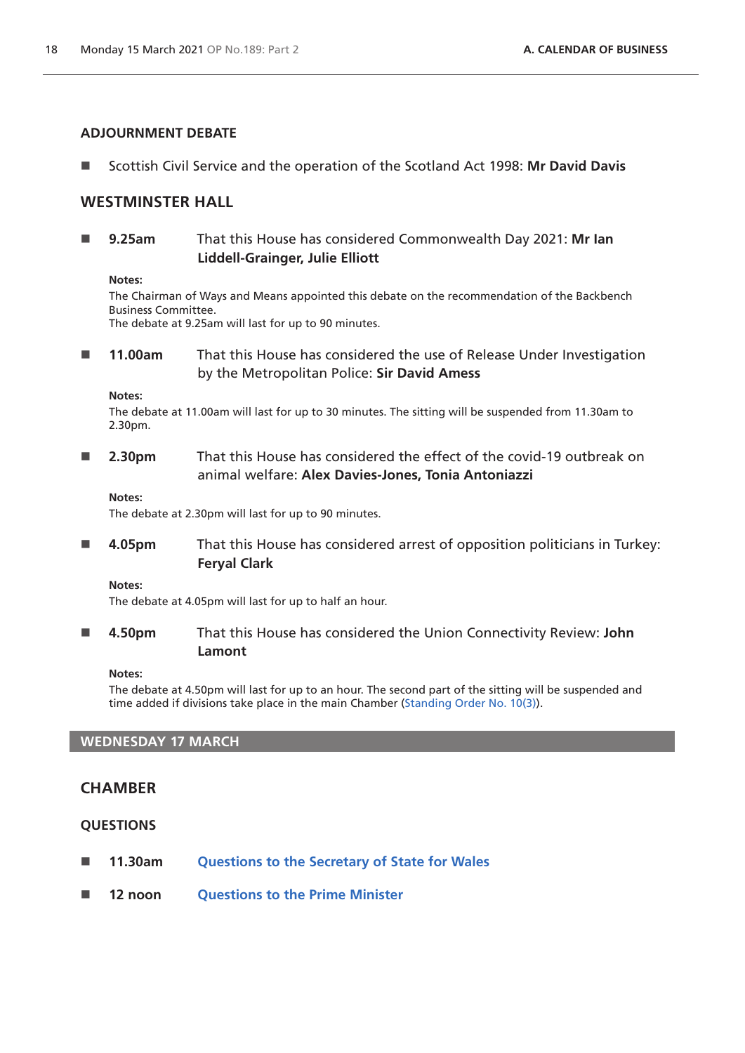### ADJOURNMENT DEBATE

- Scottish Civil Service and the operation of the Scotland Act 1998: **Mr David Davis**

## WESTMINSTER HALL

- **9.25am** That this House has considered Commonwealth Day 2021: **Mr Ian Liddell-Grainger, Julie Elliott**

  **Notes:**
  The Chairman of Ways and Means appointed this debate on the recommendation of the Backbench Business Committee.
  The debate at 9.25am will last for up to 90 minutes.

- **11.00am** That this House has considered the use of Release Under Investigation by the Metropolitan Police: **Sir David Amess**

  **Notes:**
  The debate at 11.00am will last for up to 30 minutes. The sitting will be suspended from 11.30am to 2.30pm.

- **2.30pm** That this House has considered the effect of the covid-19 outbreak on animal welfare: **Alex Davies-Jones, Tonia Antoniazzi**

  **Notes:**
  The debate at 2.30pm will last for up to 90 minutes.

- **4.05pm** That this House has considered arrest of opposition politicians in Turkey: **Feryal Clark**

  **Notes:**
  The debate at 4.05pm will last for up to half an hour.

- **4.50pm** That this House has considered the Union Connectivity Review: **John Lamont**

  **Notes:**
  The debate at 4.50pm will last for up to an hour. The second part of the sitting will be suspended and time added if divisions take place in the main Chamber (Standing Order No. 10(3)).

## WEDNESDAY 17 MARCH

## CHAMBER

### QUESTIONS

- **11.30am** **Questions to the Secretary of State for Wales**
- **12 noon** **Questions to the Prime Minister**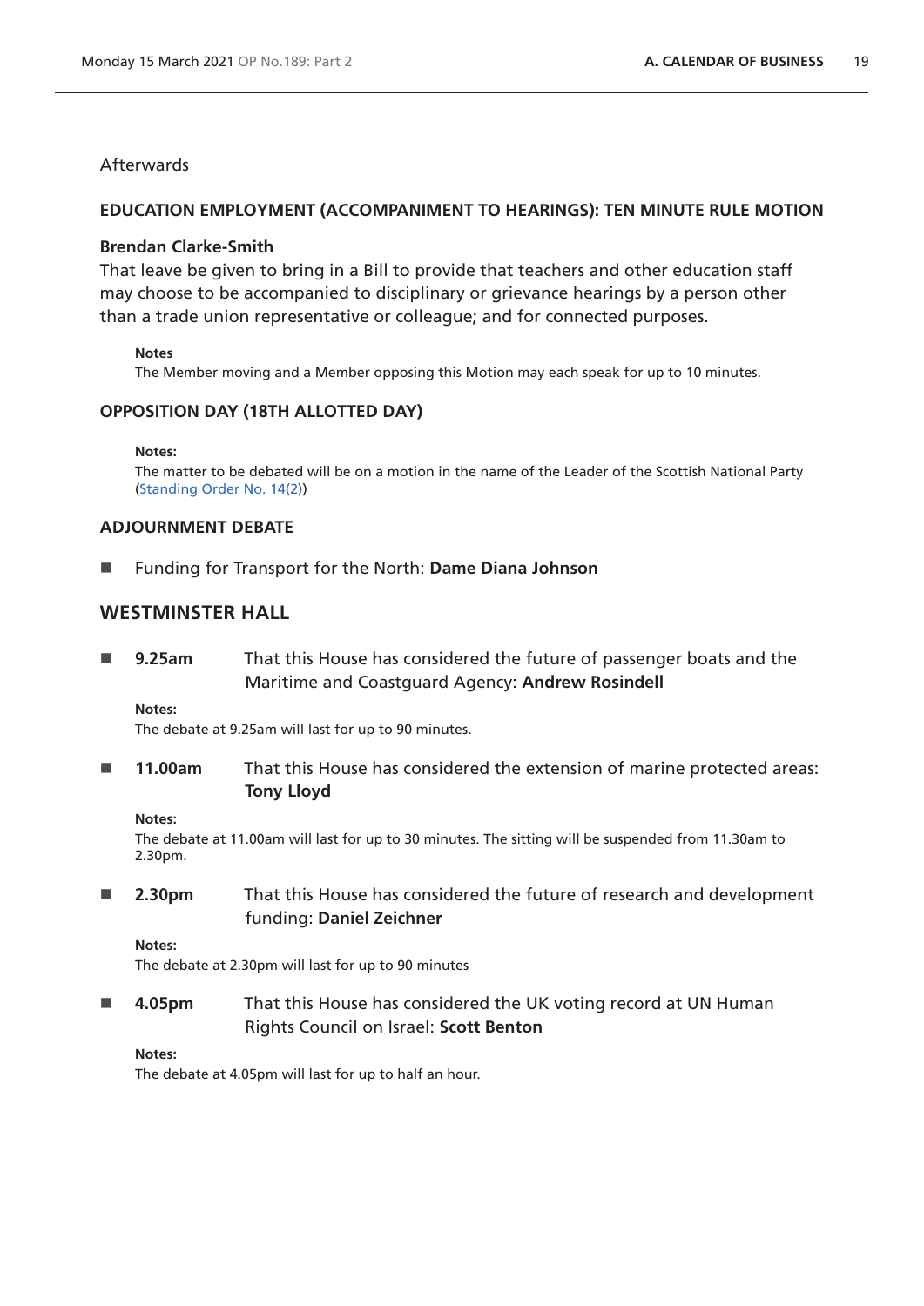Afterwards

### EDUCATION EMPLOYMENT (ACCOMPANIMENT TO HEARINGS): TEN MINUTE RULE MOTION

**Brendan Clarke-Smith**

That leave be given to bring in a Bill to provide that teachers and other education staff may choose to be accompanied to disciplinary or grievance hearings by a person other than a trade union representative or colleague; and for connected purposes.

**Notes**

The Member moving and a Member opposing this Motion may each speak for up to 10 minutes.

### OPPOSITION DAY (18TH ALLOTTED DAY)

**Notes:**

The matter to be debated will be on a motion in the name of the Leader of the Scottish National Party (Standing Order No. 14(2))

### ADJOURNMENT DEBATE

- Funding for Transport for the North: **Dame Diana Johnson**

## WESTMINSTER HALL

- **9.25am** That this House has considered the future of passenger boats and the Maritime and Coastguard Agency: **Andrew Rosindell**

**Notes:**

The debate at 9.25am will last for up to 90 minutes.

- **11.00am** That this House has considered the extension of marine protected areas: **Tony Lloyd**

**Notes:**

The debate at 11.00am will last for up to 30 minutes. The sitting will be suspended from 11.30am to 2.30pm.

- **2.30pm** That this House has considered the future of research and development funding: **Daniel Zeichner**

**Notes:**

The debate at 2.30pm will last for up to 90 minutes

- **4.05pm** That this House has considered the UK voting record at UN Human Rights Council on Israel: **Scott Benton**

**Notes:**

The debate at 4.05pm will last for up to half an hour.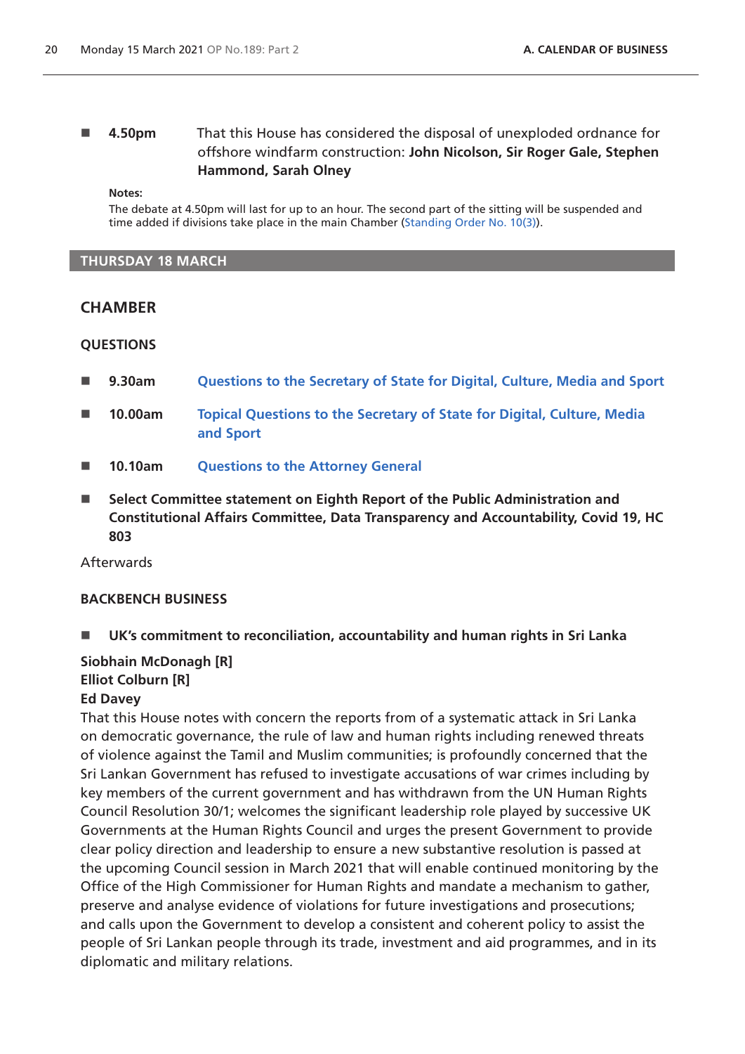- **4.50pm** That this House has considered the disposal of unexploded ordnance for offshore windfarm construction: **John Nicolson, Sir Roger Gale, Stephen Hammond, Sarah Olney**

**Notes:**
The debate at 4.50pm will last for up to an hour. The second part of the sitting will be suspended and time added if divisions take place in the main Chamber (Standing Order No. 10(3)).

## THURSDAY 18 MARCH

### CHAMBER

#### QUESTIONS

- **9.30am** Questions to the Secretary of State for Digital, Culture, Media and Sport
- **10.00am** Topical Questions to the Secretary of State for Digital, Culture, Media and Sport
- **10.10am** Questions to the Attorney General
- **Select Committee statement on Eighth Report of the Public Administration and Constitutional Affairs Committee, Data Transparency and Accountability, Covid 19, HC 803**

Afterwards

#### BACKBENCH BUSINESS

- **UK's commitment to reconciliation, accountability and human rights in Sri Lanka**

**Siobhain McDonagh [R]**
**Elliot Colburn [R]**
**Ed Davey**

That this House notes with concern the reports from of a systematic attack in Sri Lanka on democratic governance, the rule of law and human rights including renewed threats of violence against the Tamil and Muslim communities; is profoundly concerned that the Sri Lankan Government has refused to investigate accusations of war crimes including by key members of the current government and has withdrawn from the UN Human Rights Council Resolution 30/1; welcomes the significant leadership role played by successive UK Governments at the Human Rights Council and urges the present Government to provide clear policy direction and leadership to ensure a new substantive resolution is passed at the upcoming Council session in March 2021 that will enable continued monitoring by the Office of the High Commissioner for Human Rights and mandate a mechanism to gather, preserve and analyse evidence of violations for future investigations and prosecutions; and calls upon the Government to develop a consistent and coherent policy to assist the people of Sri Lankan people through its trade, investment and aid programmes, and in its diplomatic and military relations.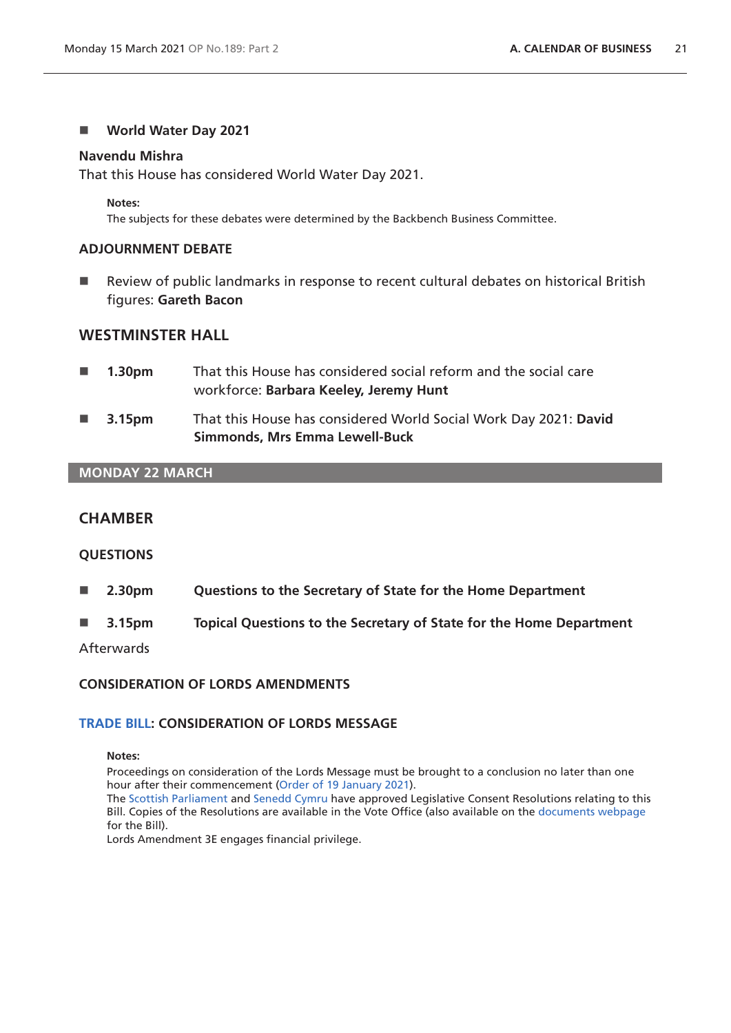- **World Water Day 2021**

**Navendu Mishra**
That this House has considered World Water Day 2021.

**Notes:**
The subjects for these debates were determined by the Backbench Business Committee.

### ADJOURNMENT DEBATE

- Review of public landmarks in response to recent cultural debates on historical British figures: **Gareth Bacon**

## WESTMINSTER HALL

- **1.30pm** That this House has considered social reform and the social care workforce: **Barbara Keeley, Jeremy Hunt**
- **3.15pm** That this House has considered World Social Work Day 2021: **David Simmonds, Mrs Emma Lewell-Buck**

# MONDAY 22 MARCH

## CHAMBER

### QUESTIONS

- **2.30pm** **Questions to the Secretary of State for the Home Department**
- **3.15pm** **Topical Questions to the Secretary of State for the Home Department**

Afterwards

### CONSIDERATION OF LORDS AMENDMENTS

### TRADE BILL: CONSIDERATION OF LORDS MESSAGE

**Notes:**
Proceedings on consideration of the Lords Message must be brought to a conclusion no later than one hour after their commencement (Order of 19 January 2021).
The Scottish Parliament and Senedd Cymru have approved Legislative Consent Resolutions relating to this Bill. Copies of the Resolutions are available in the Vote Office (also available on the documents webpage for the Bill).
Lords Amendment 3E engages financial privilege.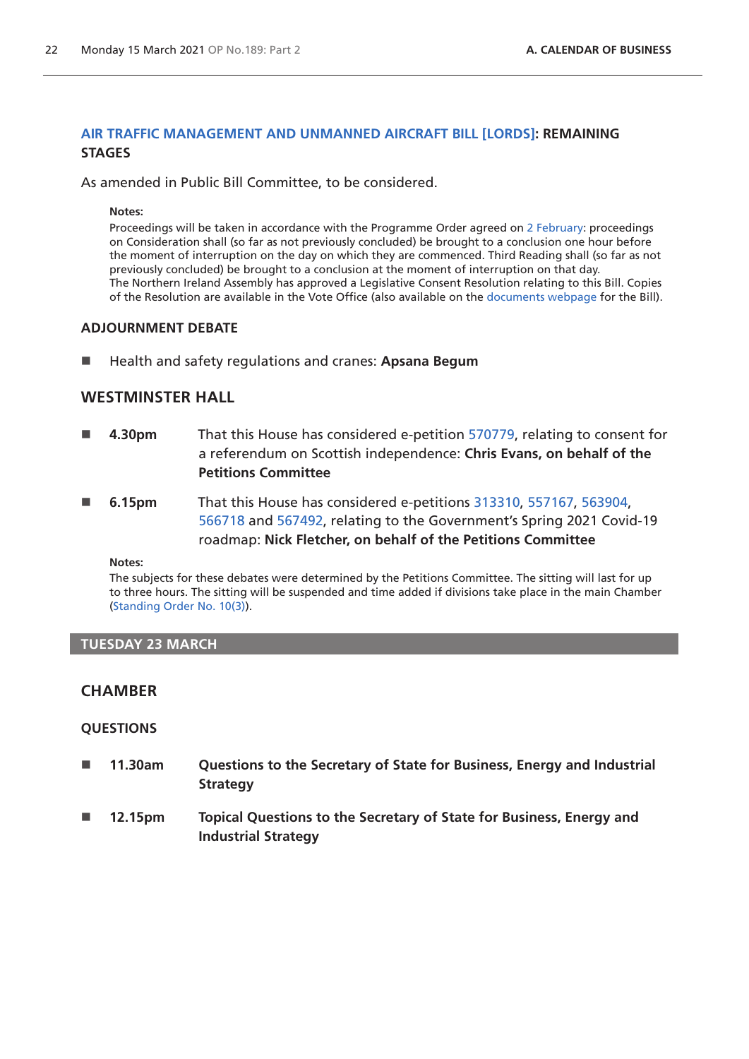### AIR TRAFFIC MANAGEMENT AND UNMANNED AIRCRAFT BILL [LORDS]: REMAINING STAGES

As amended in Public Bill Committee, to be considered.

**Notes:**

Proceedings will be taken in accordance with the Programme Order agreed on 2 February: proceedings on Consideration shall (so far as not previously concluded) be brought to a conclusion one hour before the moment of interruption on the day on which they are commenced. Third Reading shall (so far as not previously concluded) be brought to a conclusion at the moment of interruption on that day.

The Northern Ireland Assembly has approved a Legislative Consent Resolution relating to this Bill. Copies of the Resolution are available in the Vote Office (also available on the documents webpage for the Bill).

### ADJOURNMENT DEBATE

- Health and safety regulations and cranes: **Apsana Begum**

## WESTMINSTER HALL

- **4.30pm** That this House has considered e-petition 570779, relating to consent for a referendum on Scottish independence: **Chris Evans, on behalf of the Petitions Committee**
- **6.15pm** That this House has considered e-petitions 313310, 557167, 563904, 566718 and 567492, relating to the Government's Spring 2021 Covid-19 roadmap: **Nick Fletcher, on behalf of the Petitions Committee**

**Notes:**

The subjects for these debates were determined by the Petitions Committee. The sitting will last for up to three hours. The sitting will be suspended and time added if divisions take place in the main Chamber (Standing Order No. 10(3)).

## TUESDAY 23 MARCH

## CHAMBER

### QUESTIONS

- **11.30am** **Questions to the Secretary of State for Business, Energy and Industrial Strategy**
- **12.15pm** **Topical Questions to the Secretary of State for Business, Energy and Industrial Strategy**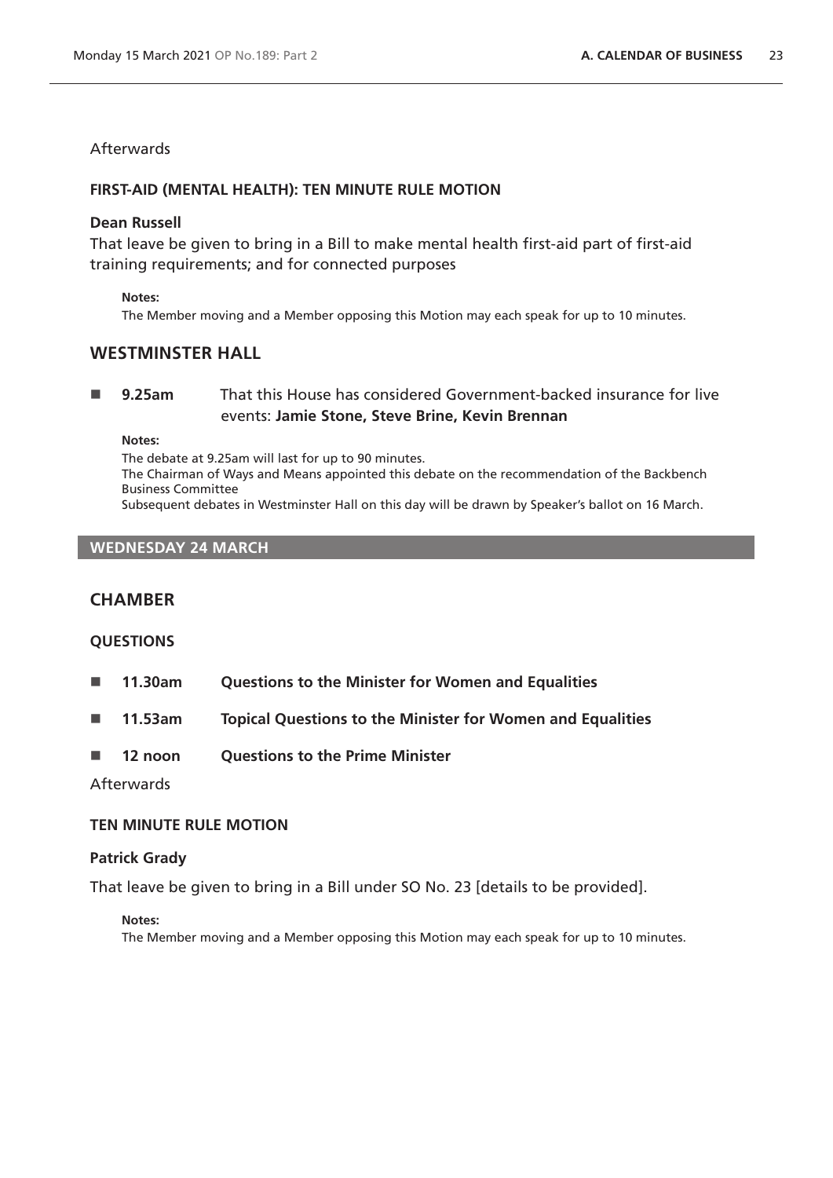Afterwards

### FIRST-AID (MENTAL HEALTH): TEN MINUTE RULE MOTION

**Dean Russell**

That leave be given to bring in a Bill to make mental health first-aid part of first-aid training requirements; and for connected purposes

**Notes:**

The Member moving and a Member opposing this Motion may each speak for up to 10 minutes.

## WESTMINSTER HALL

- **9.25am** That this House has considered Government-backed insurance for live events: **Jamie Stone, Steve Brine, Kevin Brennan**

**Notes:**

The debate at 9.25am will last for up to 90 minutes.
The Chairman of Ways and Means appointed this debate on the recommendation of the Backbench Business Committee
Subsequent debates in Westminster Hall on this day will be drawn by Speaker's ballot on 16 March.

# WEDNESDAY 24 MARCH

## CHAMBER

### QUESTIONS

- **11.30am** **Questions to the Minister for Women and Equalities**
- **11.53am** **Topical Questions to the Minister for Women and Equalities**
- **12 noon** **Questions to the Prime Minister**

Afterwards

### TEN MINUTE RULE MOTION

**Patrick Grady**

That leave be given to bring in a Bill under SO No. 23 [details to be provided].

**Notes:**

The Member moving and a Member opposing this Motion may each speak for up to 10 minutes.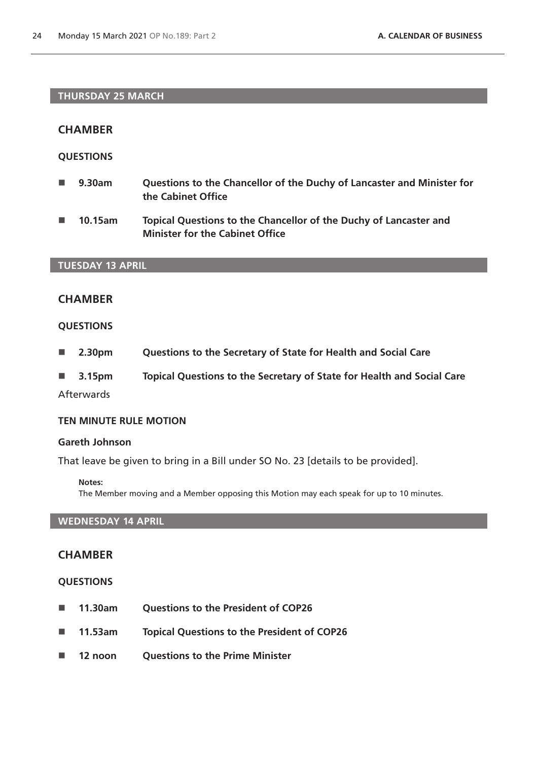## THURSDAY 25 MARCH

### CHAMBER

**QUESTIONS**

- **9.30am** **Questions to the Chancellor of the Duchy of Lancaster and Minister for the Cabinet Office**
- **10.15am** **Topical Questions to the Chancellor of the Duchy of Lancaster and Minister for the Cabinet Office**

## TUESDAY 13 APRIL

### CHAMBER

**QUESTIONS**

- **2.30pm** **Questions to the Secretary of State for Health and Social Care**
- **3.15pm** **Topical Questions to the Secretary of State for Health and Social Care**

Afterwards

**TEN MINUTE RULE MOTION**

**Gareth Johnson**

That leave be given to bring in a Bill under SO No. 23 [details to be provided].

**Notes:**
The Member moving and a Member opposing this Motion may each speak for up to 10 minutes.

## WEDNESDAY 14 APRIL

### CHAMBER

**QUESTIONS**

- **11.30am** **Questions to the President of COP26**
- **11.53am** **Topical Questions to the President of COP26**
- **12 noon** **Questions to the Prime Minister**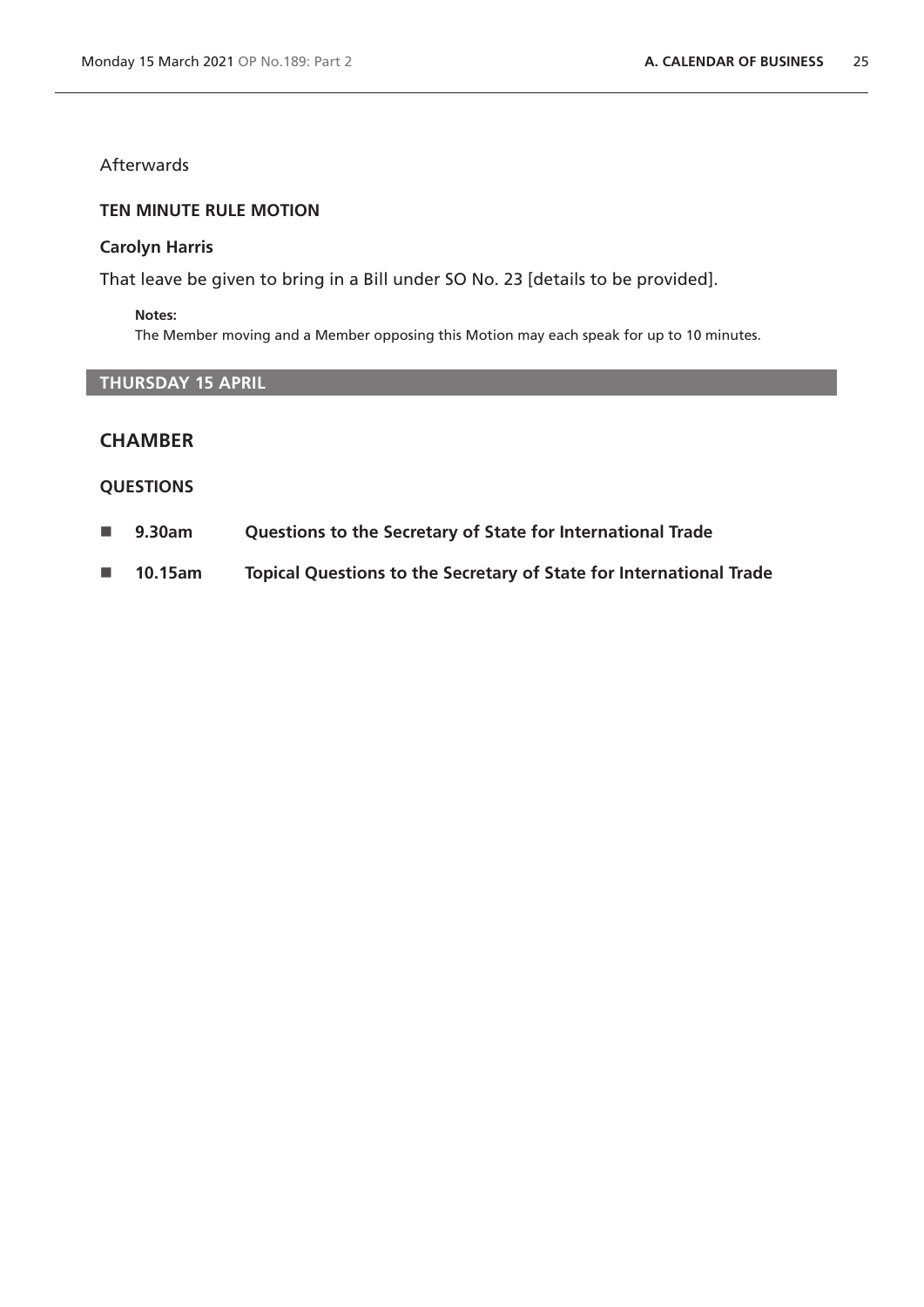Afterwards

**TEN MINUTE RULE MOTION**

**Carolyn Harris**

That leave be given to bring in a Bill under SO No. 23 [details to be provided].

**Notes:**
The Member moving and a Member opposing this Motion may each speak for up to 10 minutes.

## THURSDAY 15 APRIL

## CHAMBER

### QUESTIONS

- **9.30am** **Questions to the Secretary of State for International Trade**
- **10.15am** **Topical Questions to the Secretary of State for International Trade**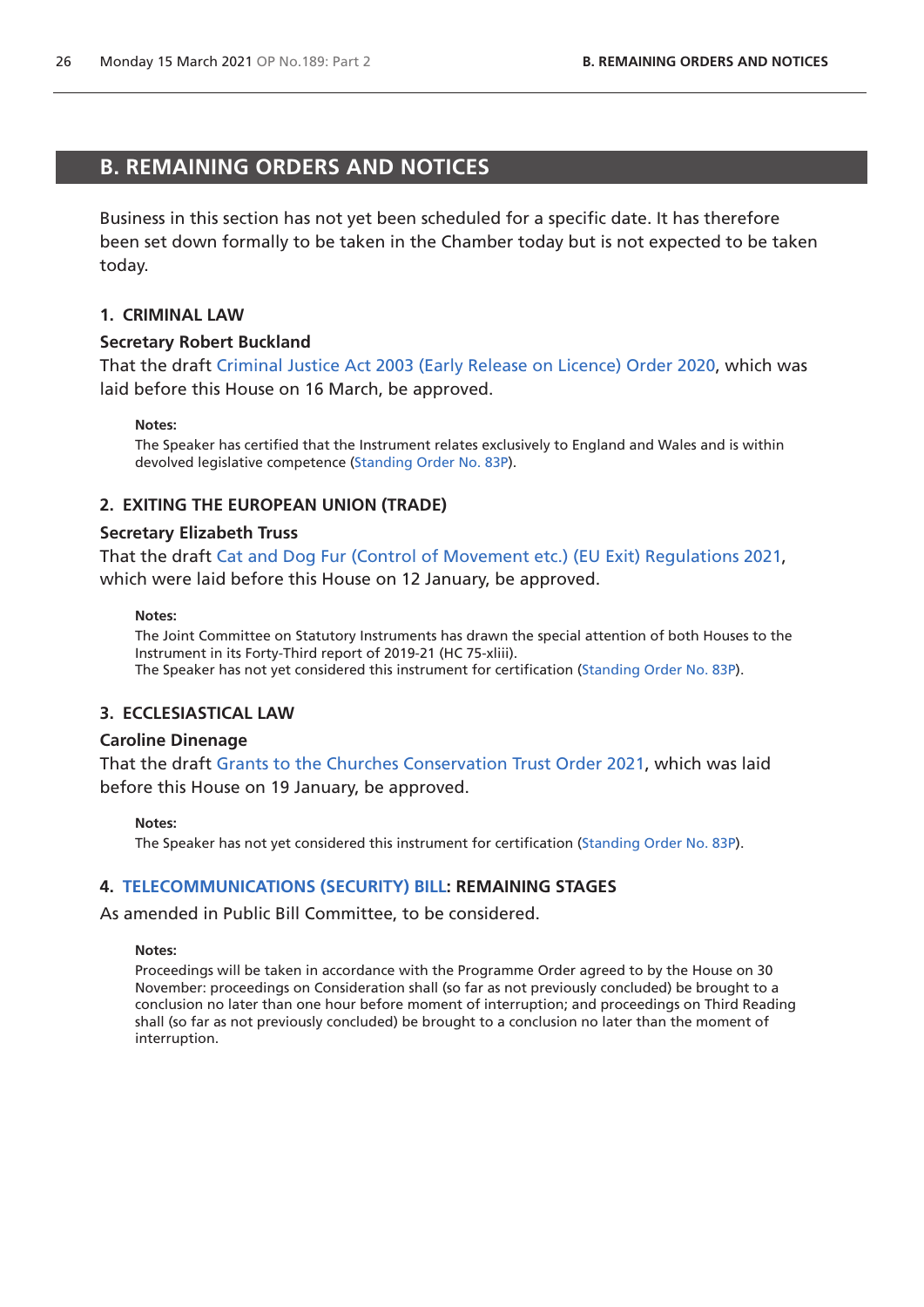# B. REMAINING ORDERS AND NOTICES

Business in this section has not yet been scheduled for a specific date. It has therefore been set down formally to be taken in the Chamber today but is not expected to be taken today.

## 1. CRIMINAL LAW

**Secretary Robert Buckland**

That the draft Criminal Justice Act 2003 (Early Release on Licence) Order 2020, which was laid before this House on 16 March, be approved.

**Notes:**

The Speaker has certified that the Instrument relates exclusively to England and Wales and is within devolved legislative competence (Standing Order No. 83P).

## 2. EXITING THE EUROPEAN UNION (TRADE)

**Secretary Elizabeth Truss**

That the draft Cat and Dog Fur (Control of Movement etc.) (EU Exit) Regulations 2021, which were laid before this House on 12 January, be approved.

**Notes:**

The Joint Committee on Statutory Instruments has drawn the special attention of both Houses to the Instrument in its Forty-Third report of 2019-21 (HC 75-xliii).
The Speaker has not yet considered this instrument for certification (Standing Order No. 83P).

## 3. ECCLESIASTICAL LAW

**Caroline Dinenage**

That the draft Grants to the Churches Conservation Trust Order 2021, which was laid before this House on 19 January, be approved.

**Notes:**

The Speaker has not yet considered this instrument for certification (Standing Order No. 83P).

## 4. TELECOMMUNICATIONS (SECURITY) BILL: REMAINING STAGES

As amended in Public Bill Committee, to be considered.

**Notes:**

Proceedings will be taken in accordance with the Programme Order agreed to by the House on 30 November: proceedings on Consideration shall (so far as not previously concluded) be brought to a conclusion no later than one hour before moment of interruption; and proceedings on Third Reading shall (so far as not previously concluded) be brought to a conclusion no later than the moment of interruption.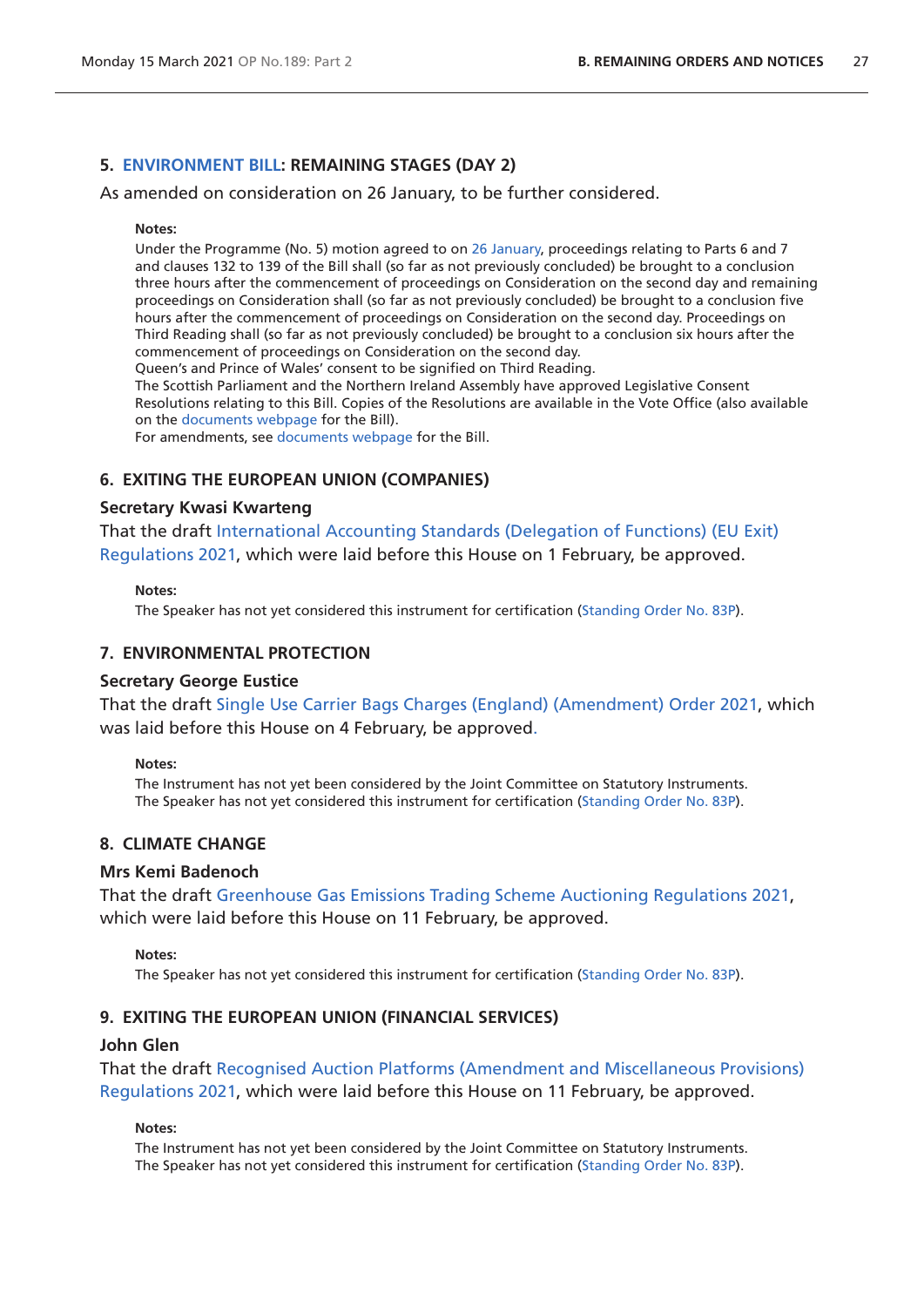### 5. ENVIRONMENT BILL: REMAINING STAGES (DAY 2)

As amended on consideration on 26 January, to be further considered.

**Notes:**

Under the Programme (No. 5) motion agreed to on 26 January, proceedings relating to Parts 6 and 7 and clauses 132 to 139 of the Bill shall (so far as not previously concluded) be brought to a conclusion three hours after the commencement of proceedings on Consideration on the second day and remaining proceedings on Consideration shall (so far as not previously concluded) be brought to a conclusion five hours after the commencement of proceedings on Consideration on the second day. Proceedings on Third Reading shall (so far as not previously concluded) be brought to a conclusion six hours after the commencement of proceedings on Consideration on the second day.

Queen's and Prince of Wales' consent to be signified on Third Reading.

The Scottish Parliament and the Northern Ireland Assembly have approved Legislative Consent Resolutions relating to this Bill. Copies of the Resolutions are available in the Vote Office (also available on the documents webpage for the Bill).

For amendments, see documents webpage for the Bill.

### 6. EXITING THE EUROPEAN UNION (COMPANIES)

**Secretary Kwasi Kwarteng**

That the draft International Accounting Standards (Delegation of Functions) (EU Exit) Regulations 2021, which were laid before this House on 1 February, be approved.

**Notes:**

The Speaker has not yet considered this instrument for certification (Standing Order No. 83P).

### 7. ENVIRONMENTAL PROTECTION

**Secretary George Eustice**

That the draft Single Use Carrier Bags Charges (England) (Amendment) Order 2021, which was laid before this House on 4 February, be approved.

**Notes:**

The Instrument has not yet been considered by the Joint Committee on Statutory Instruments.

The Speaker has not yet considered this instrument for certification (Standing Order No. 83P).

### 8. CLIMATE CHANGE

**Mrs Kemi Badenoch**

That the draft Greenhouse Gas Emissions Trading Scheme Auctioning Regulations 2021, which were laid before this House on 11 February, be approved.

**Notes:**

The Speaker has not yet considered this instrument for certification (Standing Order No. 83P).

### 9. EXITING THE EUROPEAN UNION (FINANCIAL SERVICES)

**John Glen**

That the draft Recognised Auction Platforms (Amendment and Miscellaneous Provisions) Regulations 2021, which were laid before this House on 11 February, be approved.

**Notes:**

The Instrument has not yet been considered by the Joint Committee on Statutory Instruments.

The Speaker has not yet considered this instrument for certification (Standing Order No. 83P).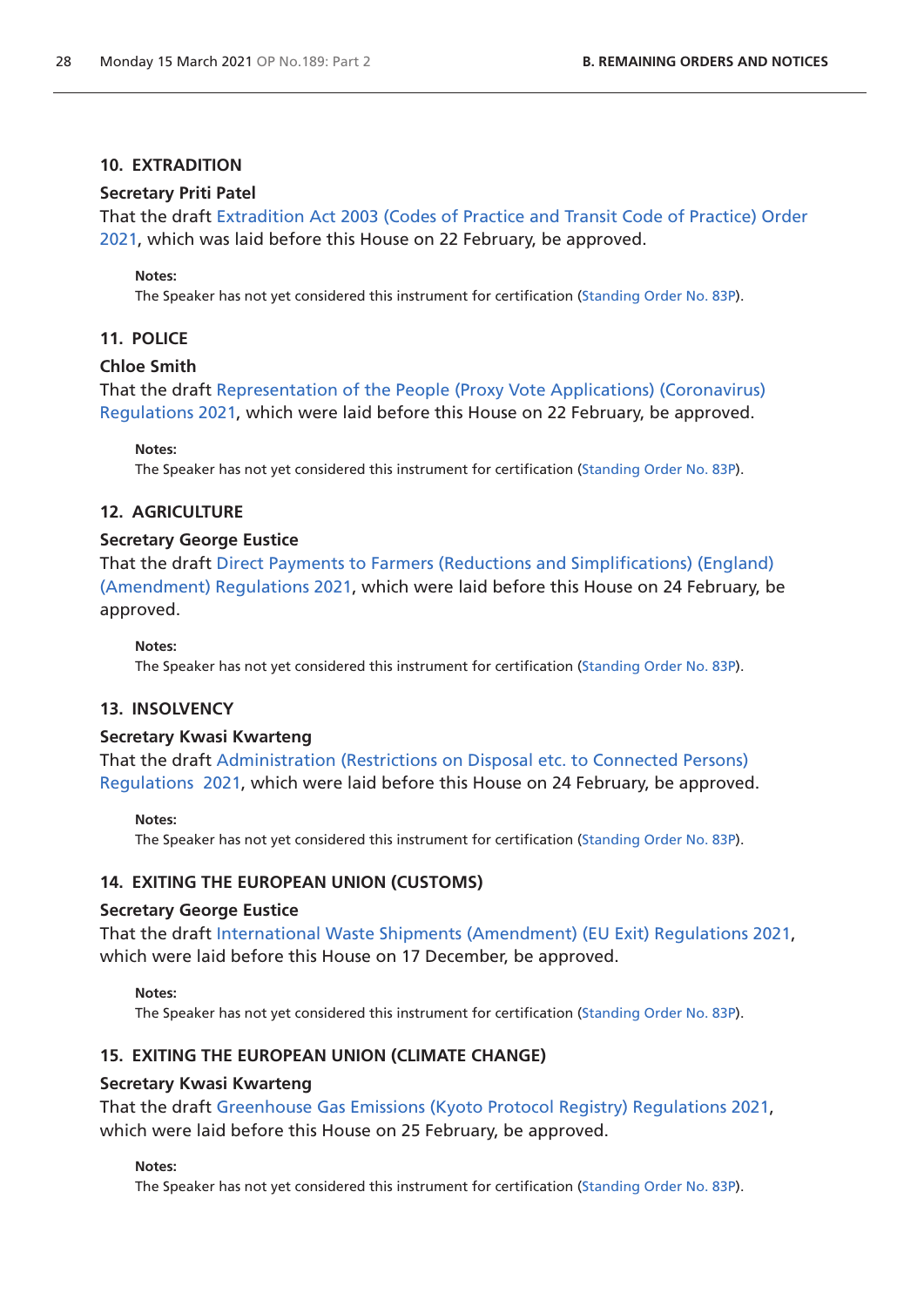### 10. EXTRADITION

**Secretary Priti Patel**

That the draft Extradition Act 2003 (Codes of Practice and Transit Code of Practice) Order 2021, which was laid before this House on 22 February, be approved.

> **Notes:**
> The Speaker has not yet considered this instrument for certification (Standing Order No. 83P).

### 11. POLICE

**Chloe Smith**

That the draft Representation of the People (Proxy Vote Applications) (Coronavirus) Regulations 2021, which were laid before this House on 22 February, be approved.

> **Notes:**
> The Speaker has not yet considered this instrument for certification (Standing Order No. 83P).

### 12. AGRICULTURE

**Secretary George Eustice**

That the draft Direct Payments to Farmers (Reductions and Simplifications) (England) (Amendment) Regulations 2021, which were laid before this House on 24 February, be approved.

> **Notes:**
> The Speaker has not yet considered this instrument for certification (Standing Order No. 83P).

### 13. INSOLVENCY

**Secretary Kwasi Kwarteng**

That the draft Administration (Restrictions on Disposal etc. to Connected Persons) Regulations 2021, which were laid before this House on 24 February, be approved.

> **Notes:**
> The Speaker has not yet considered this instrument for certification (Standing Order No. 83P).

### 14. EXITING THE EUROPEAN UNION (CUSTOMS)

**Secretary George Eustice**

That the draft International Waste Shipments (Amendment) (EU Exit) Regulations 2021, which were laid before this House on 17 December, be approved.

> **Notes:**
> The Speaker has not yet considered this instrument for certification (Standing Order No. 83P).

### 15. EXITING THE EUROPEAN UNION (CLIMATE CHANGE)

**Secretary Kwasi Kwarteng**

That the draft Greenhouse Gas Emissions (Kyoto Protocol Registry) Regulations 2021, which were laid before this House on 25 February, be approved.

> **Notes:**
> The Speaker has not yet considered this instrument for certification (Standing Order No. 83P).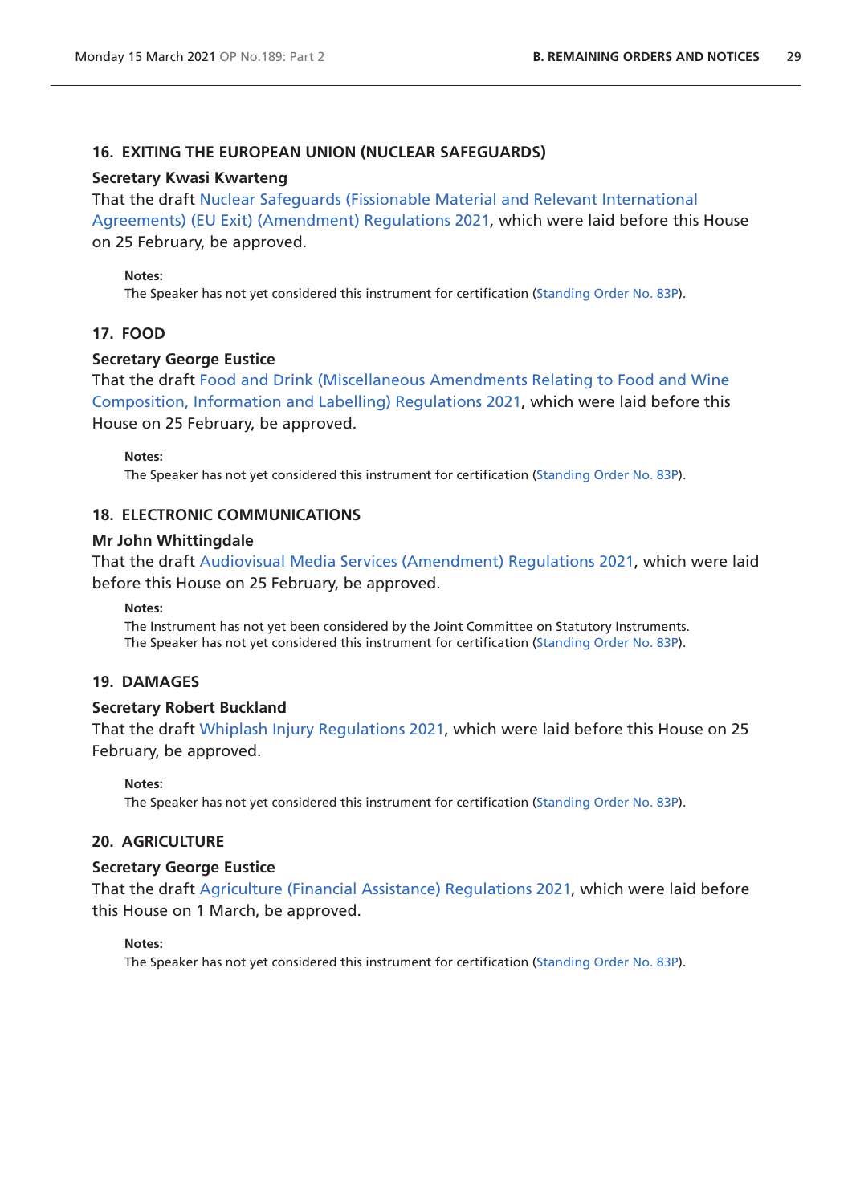## 16. EXITING THE EUROPEAN UNION (NUCLEAR SAFEGUARDS)

**Secretary Kwasi Kwarteng**

That the draft Nuclear Safeguards (Fissionable Material and Relevant International Agreements) (EU Exit) (Amendment) Regulations 2021, which were laid before this House on 25 February, be approved.

**Notes:**

The Speaker has not yet considered this instrument for certification (Standing Order No. 83P).

## 17. FOOD

**Secretary George Eustice**

That the draft Food and Drink (Miscellaneous Amendments Relating to Food and Wine Composition, Information and Labelling) Regulations 2021, which were laid before this House on 25 February, be approved.

**Notes:**

The Speaker has not yet considered this instrument for certification (Standing Order No. 83P).

## 18. ELECTRONIC COMMUNICATIONS

**Mr John Whittingdale**

That the draft Audiovisual Media Services (Amendment) Regulations 2021, which were laid before this House on 25 February, be approved.

**Notes:**

The Instrument has not yet been considered by the Joint Committee on Statutory Instruments.
The Speaker has not yet considered this instrument for certification (Standing Order No. 83P).

## 19. DAMAGES

**Secretary Robert Buckland**

That the draft Whiplash Injury Regulations 2021, which were laid before this House on 25 February, be approved.

**Notes:**

The Speaker has not yet considered this instrument for certification (Standing Order No. 83P).

## 20. AGRICULTURE

**Secretary George Eustice**

That the draft Agriculture (Financial Assistance) Regulations 2021, which were laid before this House on 1 March, be approved.

**Notes:**

The Speaker has not yet considered this instrument for certification (Standing Order No. 83P).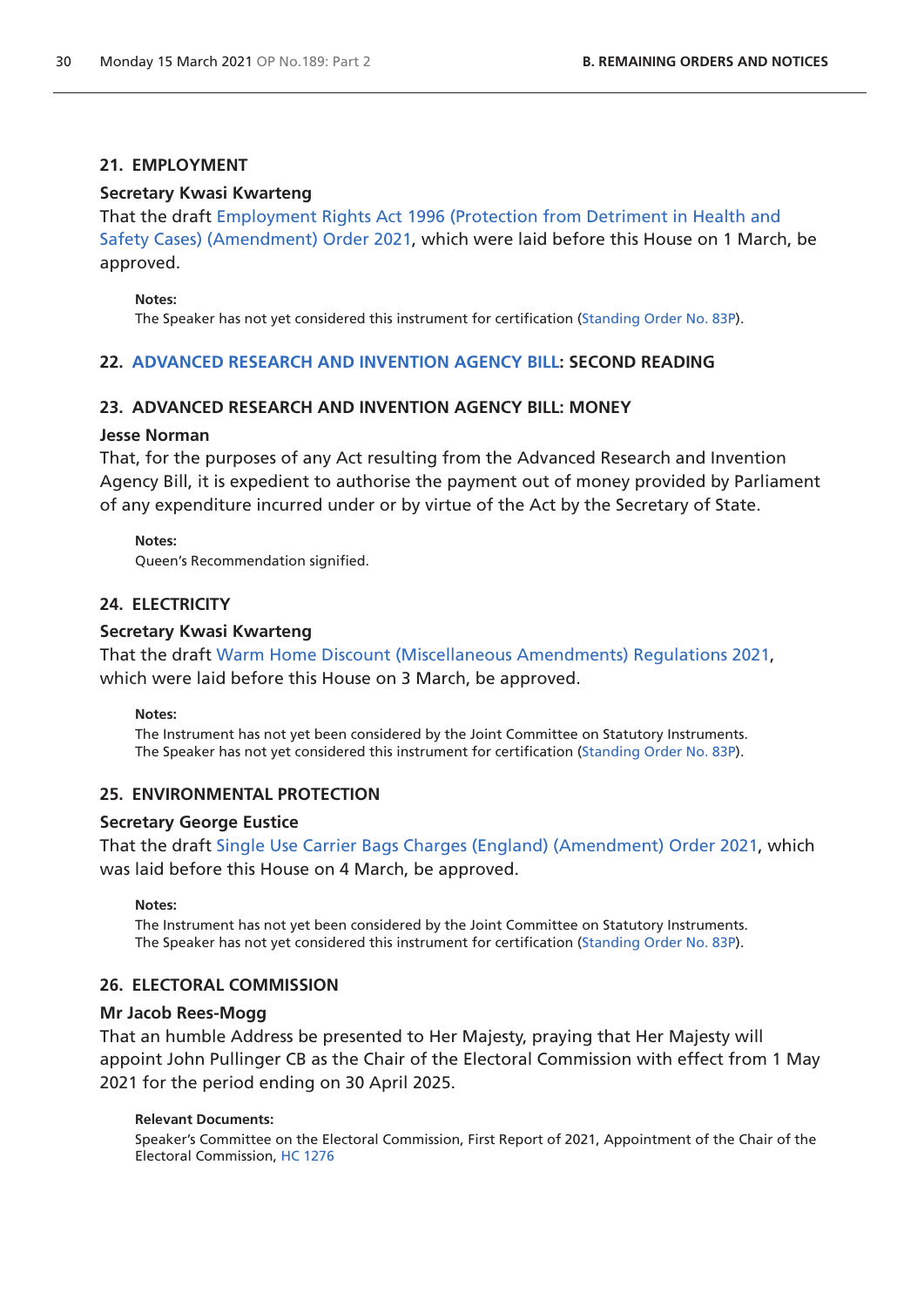### 21. EMPLOYMENT

**Secretary Kwasi Kwarteng**

That the draft Employment Rights Act 1996 (Protection from Detriment in Health and Safety Cases) (Amendment) Order 2021, which were laid before this House on 1 March, be approved.

**Notes:**

The Speaker has not yet considered this instrument for certification (Standing Order No. 83P).

### 22. ADVANCED RESEARCH AND INVENTION AGENCY BILL: SECOND READING

### 23. ADVANCED RESEARCH AND INVENTION AGENCY BILL: MONEY

**Jesse Norman**

That, for the purposes of any Act resulting from the Advanced Research and Invention Agency Bill, it is expedient to authorise the payment out of money provided by Parliament of any expenditure incurred under or by virtue of the Act by the Secretary of State.

**Notes:**

Queen's Recommendation signified.

### 24. ELECTRICITY

**Secretary Kwasi Kwarteng**

That the draft Warm Home Discount (Miscellaneous Amendments) Regulations 2021, which were laid before this House on 3 March, be approved.

**Notes:**

The Instrument has not yet been considered by the Joint Committee on Statutory Instruments.
The Speaker has not yet considered this instrument for certification (Standing Order No. 83P).

### 25. ENVIRONMENTAL PROTECTION

**Secretary George Eustice**

That the draft Single Use Carrier Bags Charges (England) (Amendment) Order 2021, which was laid before this House on 4 March, be approved.

**Notes:**

The Instrument has not yet been considered by the Joint Committee on Statutory Instruments.
The Speaker has not yet considered this instrument for certification (Standing Order No. 83P).

### 26. ELECTORAL COMMISSION

**Mr Jacob Rees-Mogg**

That an humble Address be presented to Her Majesty, praying that Her Majesty will appoint John Pullinger CB as the Chair of the Electoral Commission with effect from 1 May 2021 for the period ending on 30 April 2025.

**Relevant Documents:**

Speaker's Committee on the Electoral Commission, First Report of 2021, Appointment of the Chair of the Electoral Commission, HC 1276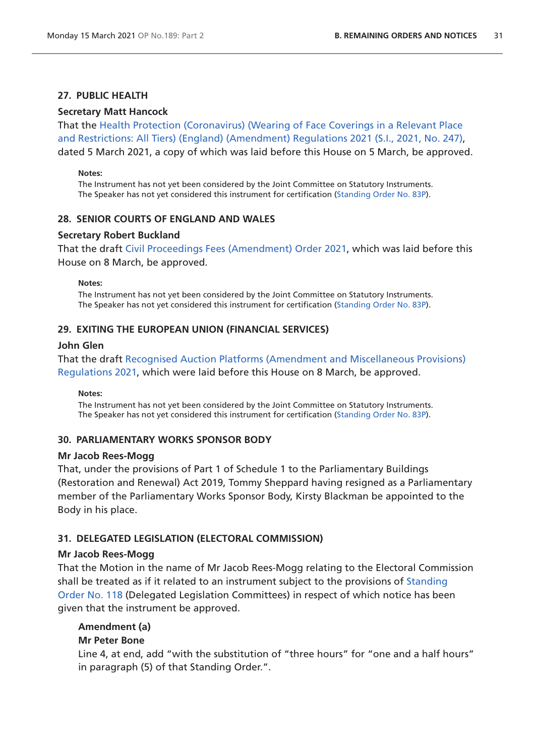### 27. PUBLIC HEALTH

**Secretary Matt Hancock**

That the Health Protection (Coronavirus) (Wearing of Face Coverings in a Relevant Place and Restrictions: All Tiers) (England) (Amendment) Regulations 2021 (S.I., 2021, No. 247), dated 5 March 2021, a copy of which was laid before this House on 5 March, be approved.

**Notes:**

The Instrument has not yet been considered by the Joint Committee on Statutory Instruments.
The Speaker has not yet considered this instrument for certification (Standing Order No. 83P).

### 28. SENIOR COURTS OF ENGLAND AND WALES

**Secretary Robert Buckland**

That the draft Civil Proceedings Fees (Amendment) Order 2021, which was laid before this House on 8 March, be approved.

**Notes:**

The Instrument has not yet been considered by the Joint Committee on Statutory Instruments.
The Speaker has not yet considered this instrument for certification (Standing Order No. 83P).

### 29. EXITING THE EUROPEAN UNION (FINANCIAL SERVICES)

**John Glen**

That the draft Recognised Auction Platforms (Amendment and Miscellaneous Provisions) Regulations 2021, which were laid before this House on 8 March, be approved.

**Notes:**

The Instrument has not yet been considered by the Joint Committee on Statutory Instruments.
The Speaker has not yet considered this instrument for certification (Standing Order No. 83P).

### 30. PARLIAMENTARY WORKS SPONSOR BODY

**Mr Jacob Rees-Mogg**

That, under the provisions of Part 1 of Schedule 1 to the Parliamentary Buildings (Restoration and Renewal) Act 2019, Tommy Sheppard having resigned as a Parliamentary member of the Parliamentary Works Sponsor Body, Kirsty Blackman be appointed to the Body in his place.

### 31. DELEGATED LEGISLATION (ELECTORAL COMMISSION)

**Mr Jacob Rees-Mogg**

That the Motion in the name of Mr Jacob Rees-Mogg relating to the Electoral Commission shall be treated as if it related to an instrument subject to the provisions of Standing Order No. 118 (Delegated Legislation Committees) in respect of which notice has been given that the instrument be approved.

**Amendment (a)**

**Mr Peter Bone**

Line 4, at end, add "with the substitution of "three hours" for "one and a half hours" in paragraph (5) of that Standing Order.".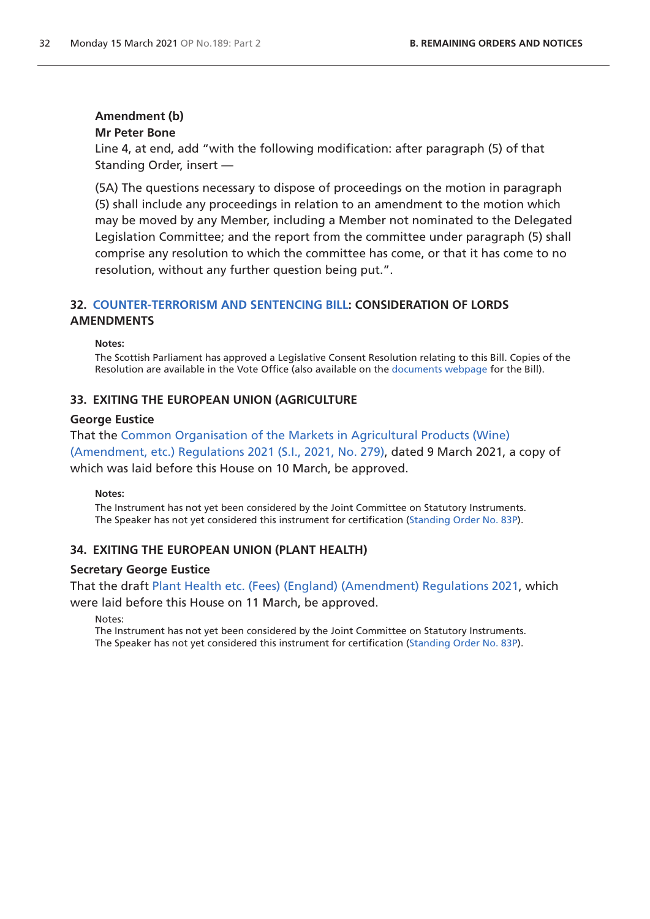**Amendment (b)**

**Mr Peter Bone**

Line 4, at end, add "with the following modification: after paragraph (5) of that Standing Order, insert —

(5A) The questions necessary to dispose of proceedings on the motion in paragraph (5) shall include any proceedings in relation to an amendment to the motion which may be moved by any Member, including a Member not nominated to the Delegated Legislation Committee; and the report from the committee under paragraph (5) shall comprise any resolution to which the committee has come, or that it has come to no resolution, without any further question being put.".

## 32. COUNTER-TERRORISM AND SENTENCING BILL: CONSIDERATION OF LORDS AMENDMENTS

**Notes:**

The Scottish Parliament has approved a Legislative Consent Resolution relating to this Bill. Copies of the Resolution are available in the Vote Office (also available on the documents webpage for the Bill).

## 33. EXITING THE EUROPEAN UNION (AGRICULTURE

**George Eustice**

That the Common Organisation of the Markets in Agricultural Products (Wine) (Amendment, etc.) Regulations 2021 (S.I., 2021, No. 279), dated 9 March 2021, a copy of which was laid before this House on 10 March, be approved.

**Notes:**

The Instrument has not yet been considered by the Joint Committee on Statutory Instruments.
The Speaker has not yet considered this instrument for certification (Standing Order No. 83P).

## 34. EXITING THE EUROPEAN UNION (PLANT HEALTH)

**Secretary George Eustice**

That the draft Plant Health etc. (Fees) (England) (Amendment) Regulations 2021, which were laid before this House on 11 March, be approved.

Notes:

The Instrument has not yet been considered by the Joint Committee on Statutory Instruments.
The Speaker has not yet considered this instrument for certification (Standing Order No. 83P).